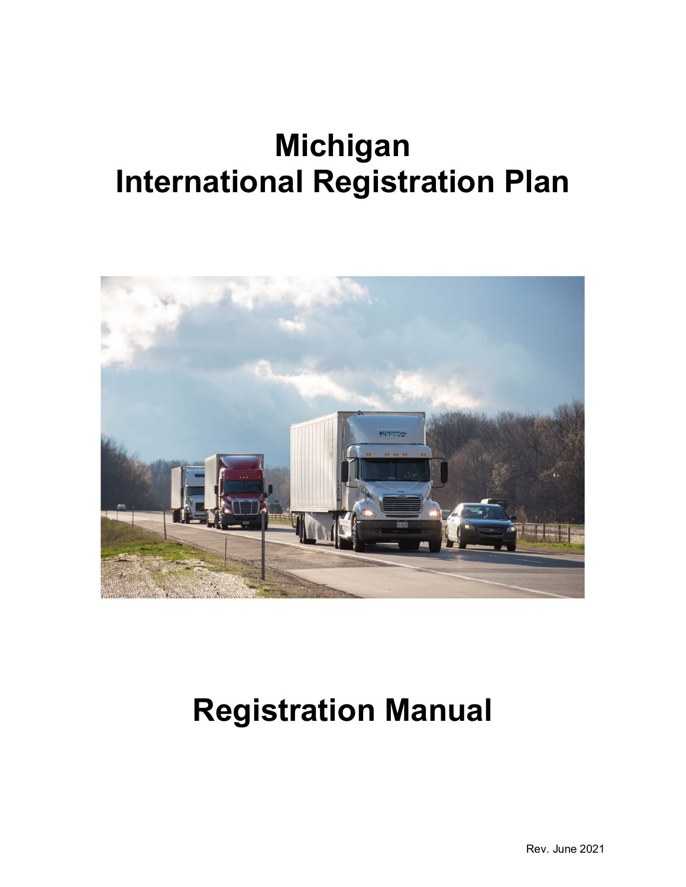# Michigan International Registration Plan

# Registration Manual

Rev. June 2021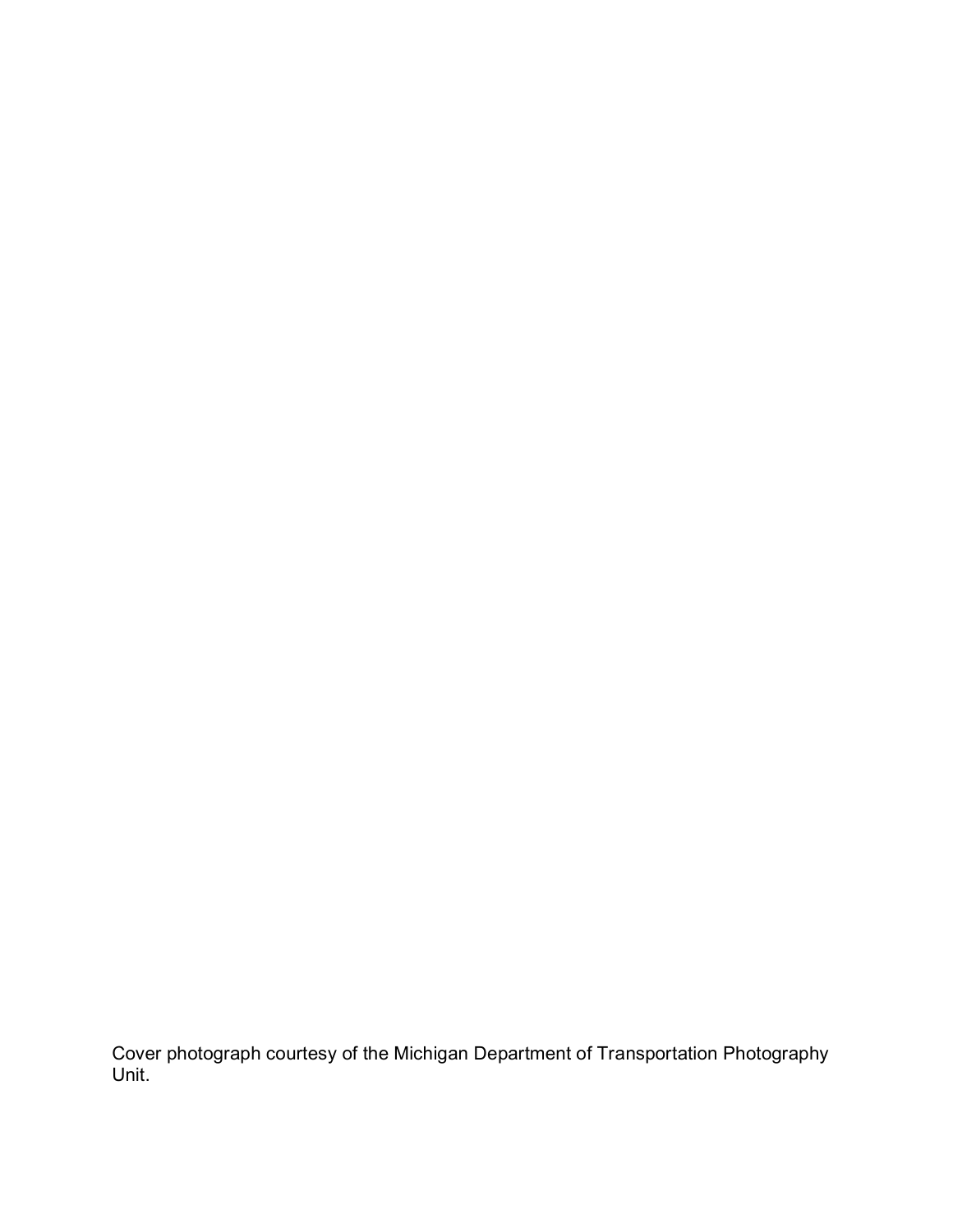Cover photograph courtesy of the Michigan Department of Transportation Photography Unit.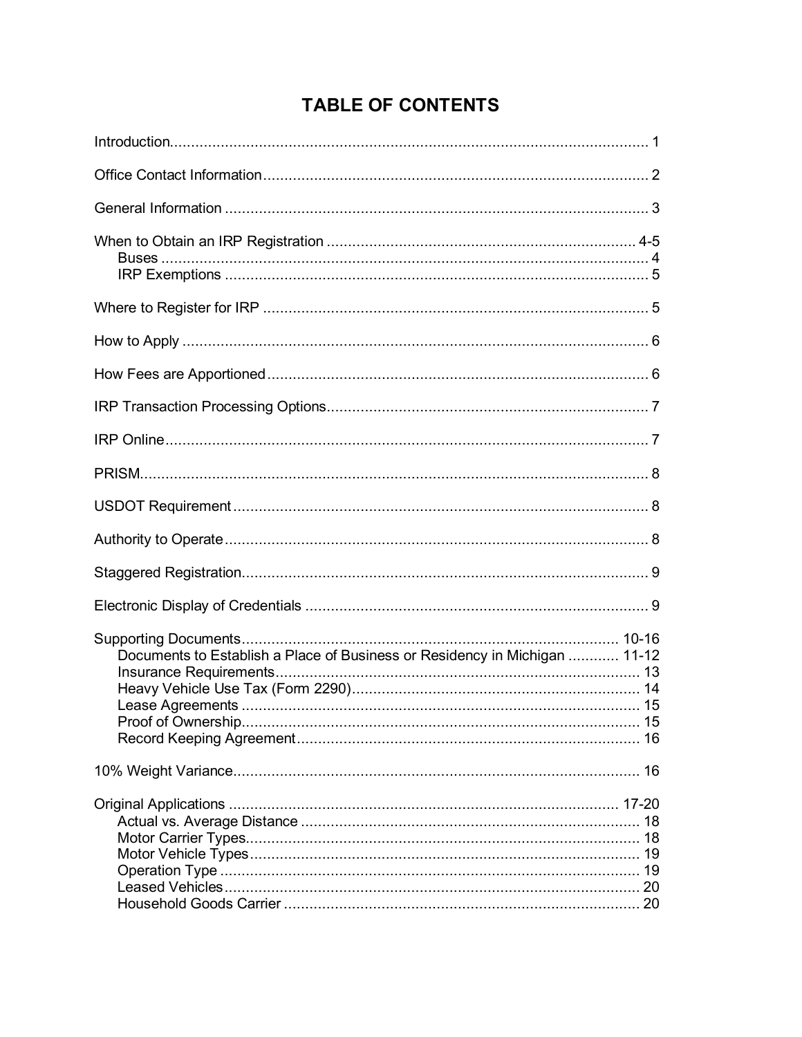# TABLE OF CONTENTS

| Section | Page |
|---|---|
| Introduction | 1 |
| Office Contact Information | 2 |
| General Information | 3 |
| When to Obtain an IRP Registration | 4-5 |
| Buses | 4 |
| IRP Exemptions | 5 |
| Where to Register for IRP | 5 |
| How to Apply | 6 |
| How Fees are Apportioned | 6 |
| IRP Transaction Processing Options | 7 |
| IRP Online | 7 |
| PRISM | 8 |
| USDOT Requirement | 8 |
| Authority to Operate | 8 |
| Staggered Registration | 9 |
| Electronic Display of Credentials | 9 |
| Supporting Documents | 10-16 |
| Documents to Establish a Place of Business or Residency in Michigan | 11-12 |
| Insurance Requirements | 13 |
| Heavy Vehicle Use Tax (Form 2290) | 14 |
| Lease Agreements | 15 |
| Proof of Ownership | 15 |
| Record Keeping Agreement | 16 |
| 10% Weight Variance | 16 |
| Original Applications | 17-20 |
| Actual vs. Average Distance | 18 |
| Motor Carrier Types | 18 |
| Motor Vehicle Types | 19 |
| Operation Type | 19 |
| Leased Vehicles | 20 |
| Household Goods Carrier | 20 |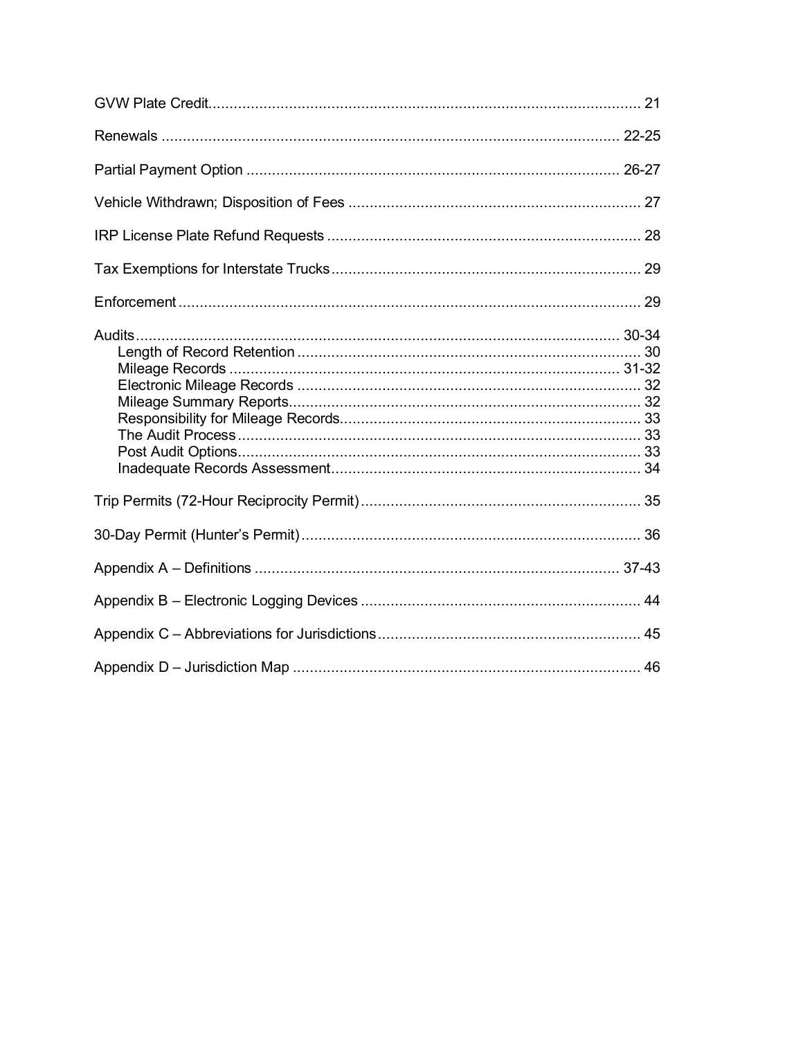GVW Plate Credit ........................................................................................................ 21

Renewals ........................................................................................................ 22-25

Partial Payment Option ........................................................................................ 26-27

Vehicle Withdrawn; Disposition of Fees ..................................................................... 27

IRP License Plate Refund Requests ......................................................................... 28

Tax Exemptions for Interstate Trucks ........................................................................ 29

Enforcement ................................................................................................................ 29

Audits ........................................................................................................................ 30-34
- Length of Record Retention ................................................................................ 30
- Mileage Records .............................................................................................. 31-32
- Electronic Mileage Records ................................................................................ 32
- Mileage Summary Reports .................................................................................. 32
- Responsibility for Mileage Records ...................................................................... 33
- The Audit Process .............................................................................................. 33
- Post Audit Options .............................................................................................. 33
- Inadequate Records Assessment ........................................................................ 34

Trip Permits (72-Hour Reciprocity Permit) ................................................................. 35

30-Day Permit (Hunter's Permit) ............................................................................... 36

Appendix A – Definitions ...................................................................................... 37-43

Appendix B – Electronic Logging Devices ................................................................. 44

Appendix C – Abbreviations for Jurisdictions ............................................................. 45

Appendix D – Jurisdiction Map ................................................................................. 46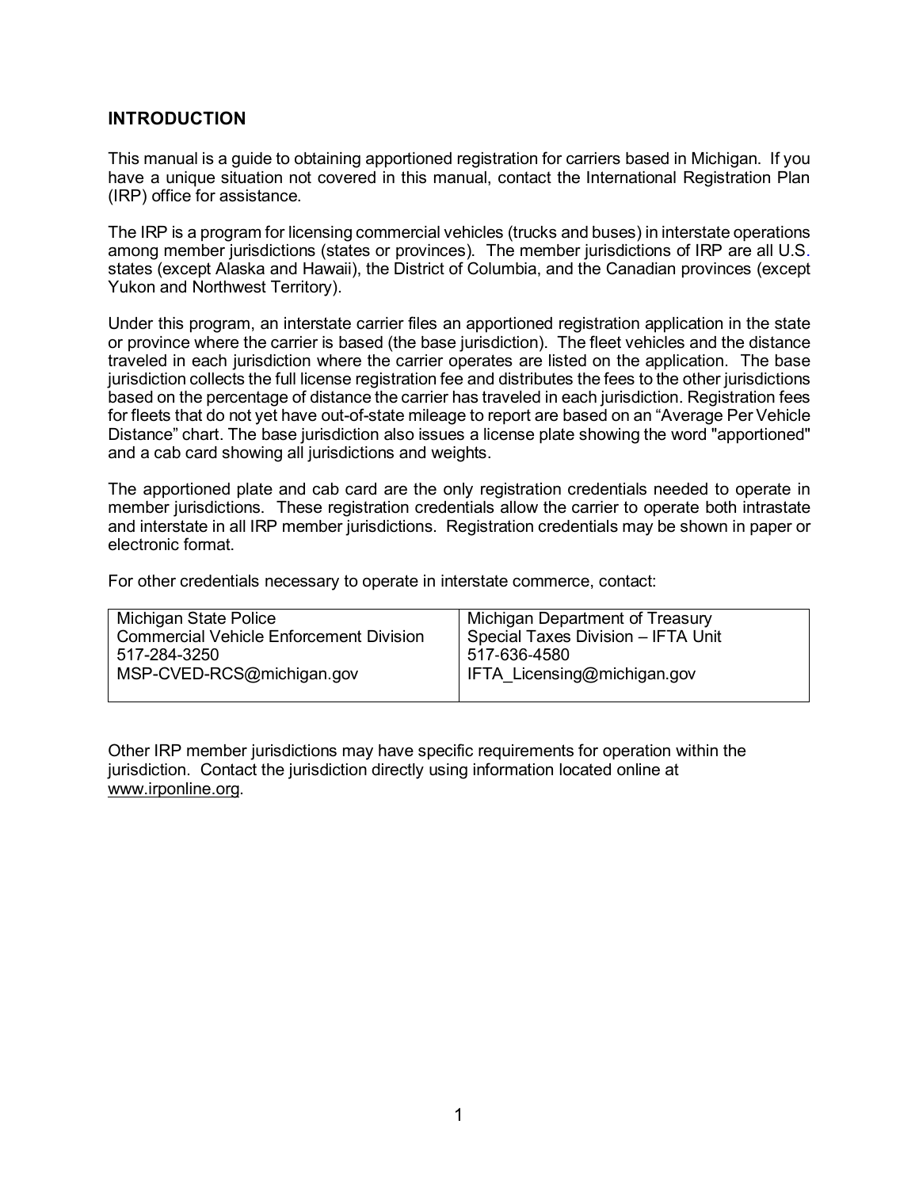## INTRODUCTION

This manual is a guide to obtaining apportioned registration for carriers based in Michigan. If you have a unique situation not covered in this manual, contact the International Registration Plan (IRP) office for assistance.

The IRP is a program for licensing commercial vehicles (trucks and buses) in interstate operations among member jurisdictions (states or provinces). The member jurisdictions of IRP are all U.S. states (except Alaska and Hawaii), the District of Columbia, and the Canadian provinces (except Yukon and Northwest Territory).

Under this program, an interstate carrier files an apportioned registration application in the state or province where the carrier is based (the base jurisdiction). The fleet vehicles and the distance traveled in each jurisdiction where the carrier operates are listed on the application. The base jurisdiction collects the full license registration fee and distributes the fees to the other jurisdictions based on the percentage of distance the carrier has traveled in each jurisdiction. Registration fees for fleets that do not yet have out-of-state mileage to report are based on an "Average Per Vehicle Distance" chart. The base jurisdiction also issues a license plate showing the word "apportioned" and a cab card showing all jurisdictions and weights.

The apportioned plate and cab card are the only registration credentials needed to operate in member jurisdictions. These registration credentials allow the carrier to operate both intrastate and interstate in all IRP member jurisdictions. Registration credentials may be shown in paper or electronic format.

For other credentials necessary to operate in interstate commerce, contact:

| | |
|---|---|
| Michigan State Police<br>Commercial Vehicle Enforcement Division<br>517-284-3250<br>MSP-CVED-RCS@michigan.gov | Michigan Department of Treasury<br>Special Taxes Division – IFTA Unit<br>517-636-4580<br>IFTA_Licensing@michigan.gov |

Other IRP member jurisdictions may have specific requirements for operation within the jurisdiction. Contact the jurisdiction directly using information located online at www.irponline.org.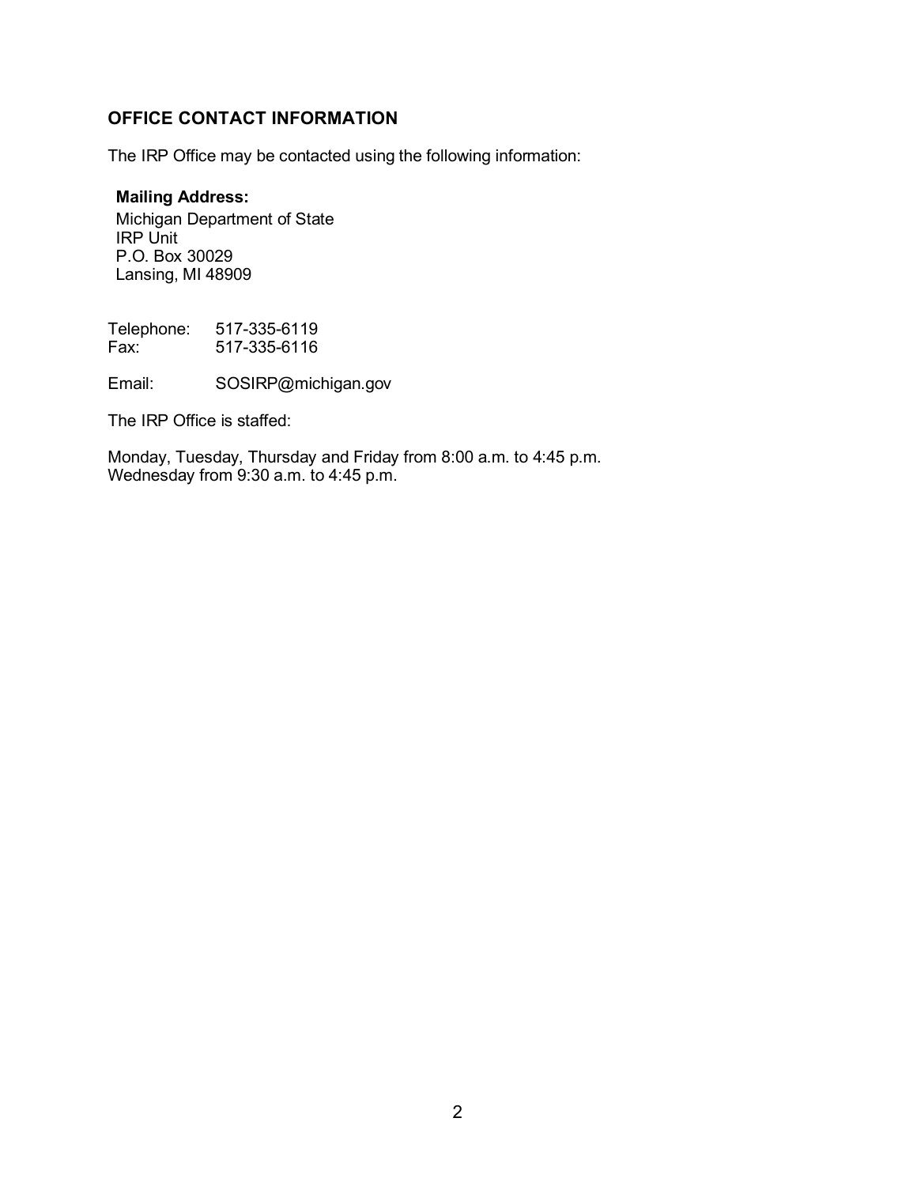## OFFICE CONTACT INFORMATION

The IRP Office may be contacted using the following information:

**Mailing Address:**
Michigan Department of State
IRP Unit
P.O. Box 30029
Lansing, MI 48909

Telephone: 517-335-6119
Fax: 517-335-6116

Email: SOSIRP@michigan.gov

The IRP Office is staffed:

Monday, Tuesday, Thursday and Friday from 8:00 a.m. to 4:45 p.m.
Wednesday from 9:30 a.m. to 4:45 p.m.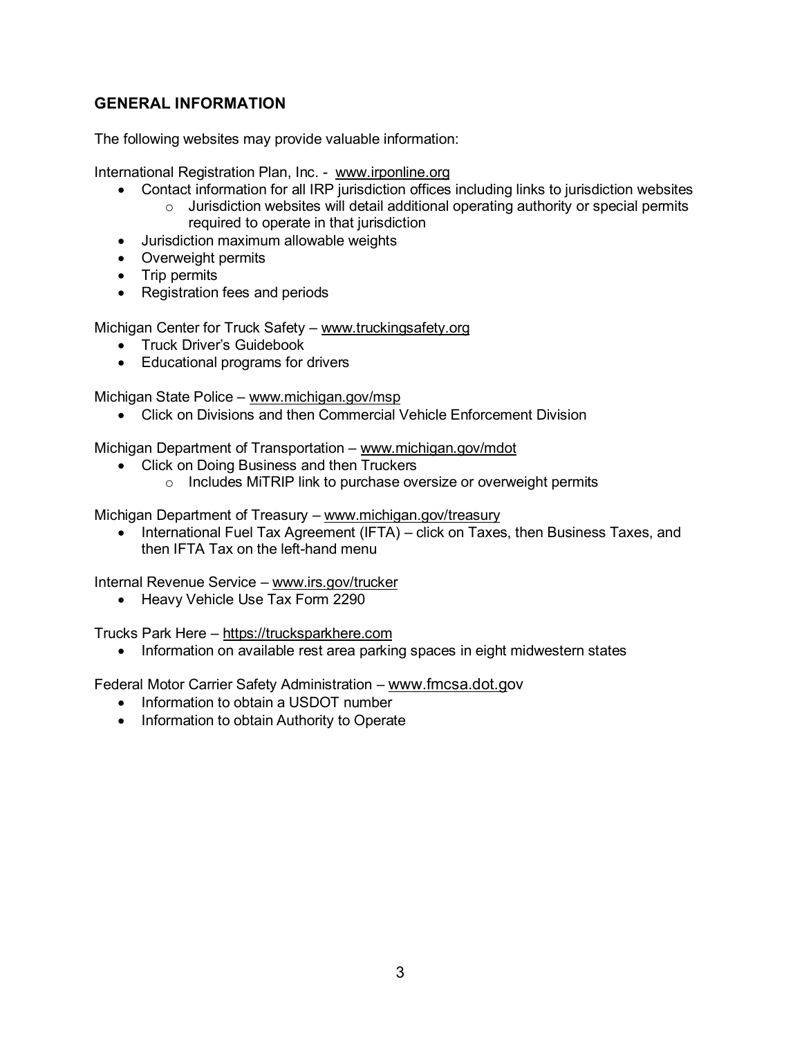## GENERAL INFORMATION

The following websites may provide valuable information:

International Registration Plan, Inc. - www.irponline.org

- Contact information for all IRP jurisdiction offices including links to jurisdiction websites
  - Jurisdiction websites will detail additional operating authority or special permits required to operate in that jurisdiction
- Jurisdiction maximum allowable weights
- Overweight permits
- Trip permits
- Registration fees and periods

Michigan Center for Truck Safety – www.truckingsafety.org

- Truck Driver's Guidebook
- Educational programs for drivers

Michigan State Police – www.michigan.gov/msp

- Click on Divisions and then Commercial Vehicle Enforcement Division

Michigan Department of Transportation – www.michigan.gov/mdot

- Click on Doing Business and then Truckers
  - Includes MiTRIP link to purchase oversize or overweight permits

Michigan Department of Treasury – www.michigan.gov/treasury

- International Fuel Tax Agreement (IFTA) – click on Taxes, then Business Taxes, and then IFTA Tax on the left-hand menu

Internal Revenue Service – www.irs.gov/trucker

- Heavy Vehicle Use Tax Form 2290

Trucks Park Here – https://trucksparkhere.com

- Information on available rest area parking spaces in eight midwestern states

Federal Motor Carrier Safety Administration – www.fmcsa.dot.gov

- Information to obtain a USDOT number
- Information to obtain Authority to Operate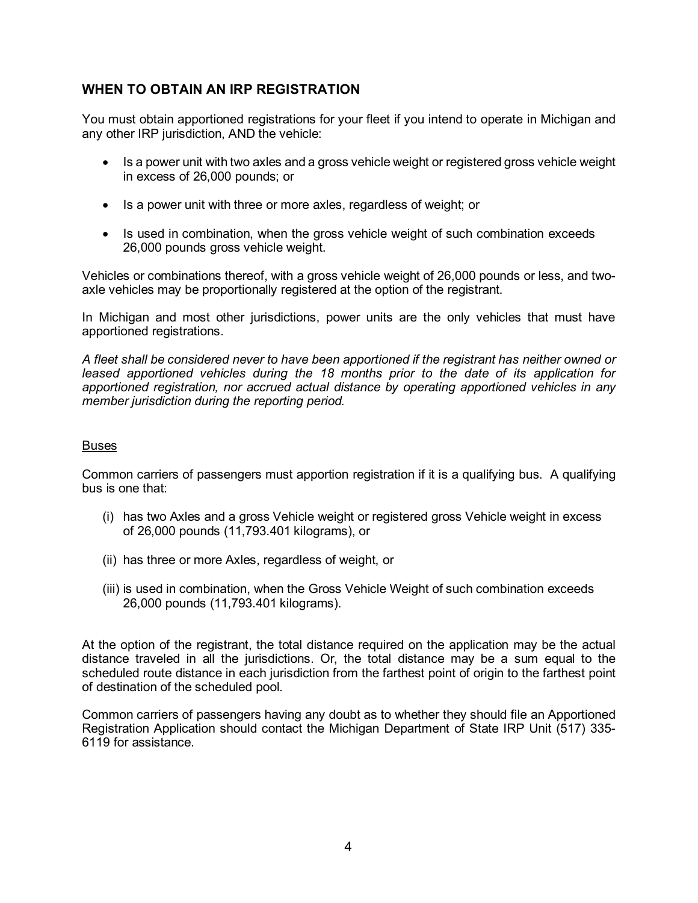## WHEN TO OBTAIN AN IRP REGISTRATION

You must obtain apportioned registrations for your fleet if you intend to operate in Michigan and any other IRP jurisdiction, AND the vehicle:

- Is a power unit with two axles and a gross vehicle weight or registered gross vehicle weight in excess of 26,000 pounds; or
- Is a power unit with three or more axles, regardless of weight; or
- Is used in combination, when the gross vehicle weight of such combination exceeds 26,000 pounds gross vehicle weight.

Vehicles or combinations thereof, with a gross vehicle weight of 26,000 pounds or less, and two-axle vehicles may be proportionally registered at the option of the registrant.

In Michigan and most other jurisdictions, power units are the only vehicles that must have apportioned registrations.

*A fleet shall be considered never to have been apportioned if the registrant has neither owned or leased apportioned vehicles during the 18 months prior to the date of its application for apportioned registration, nor accrued actual distance by operating apportioned vehicles in any member jurisdiction during the reporting period.*

### Buses

Common carriers of passengers must apportion registration if it is a qualifying bus. A qualifying bus is one that:

(i) has two Axles and a gross Vehicle weight or registered gross Vehicle weight in excess of 26,000 pounds (11,793.401 kilograms), or

(ii) has three or more Axles, regardless of weight, or

(iii) is used in combination, when the Gross Vehicle Weight of such combination exceeds 26,000 pounds (11,793.401 kilograms).

At the option of the registrant, the total distance required on the application may be the actual distance traveled in all the jurisdictions. Or, the total distance may be a sum equal to the scheduled route distance in each jurisdiction from the farthest point of origin to the farthest point of destination of the scheduled pool.

Common carriers of passengers having any doubt as to whether they should file an Apportioned Registration Application should contact the Michigan Department of State IRP Unit (517) 335-6119 for assistance.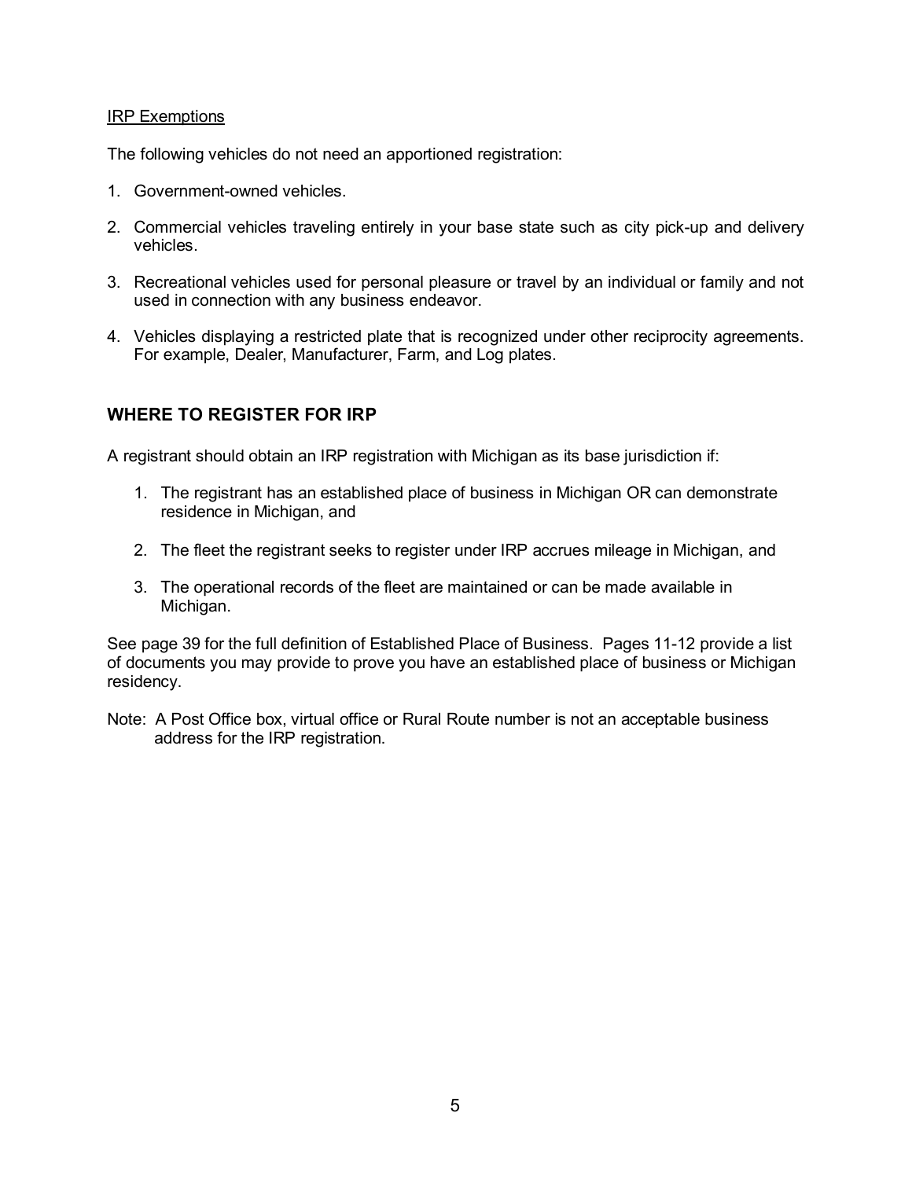<u>IRP Exemptions</u>

The following vehicles do not need an apportioned registration:

1. Government-owned vehicles.

2. Commercial vehicles traveling entirely in your base state such as city pick-up and delivery vehicles.

3. Recreational vehicles used for personal pleasure or travel by an individual or family and not used in connection with any business endeavor.

4. Vehicles displaying a restricted plate that is recognized under other reciprocity agreements. For example, Dealer, Manufacturer, Farm, and Log plates.

## WHERE TO REGISTER FOR IRP

A registrant should obtain an IRP registration with Michigan as its base jurisdiction if:

1. The registrant has an established place of business in Michigan OR can demonstrate residence in Michigan, and

2. The fleet the registrant seeks to register under IRP accrues mileage in Michigan, and

3. The operational records of the fleet are maintained or can be made available in Michigan.

See page 39 for the full definition of Established Place of Business. Pages 11-12 provide a list of documents you may provide to prove you have an established place of business or Michigan residency.

Note: A Post Office box, virtual office or Rural Route number is not an acceptable business address for the IRP registration.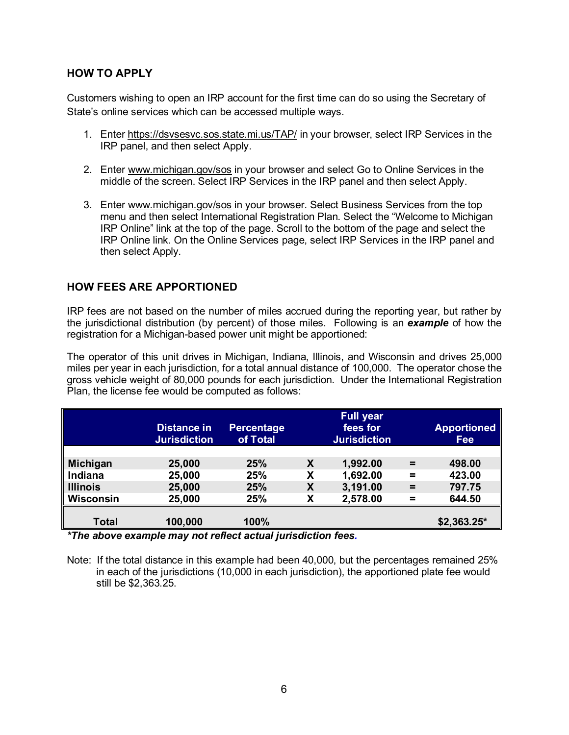## HOW TO APPLY

Customers wishing to open an IRP account for the first time can do so using the Secretary of State's online services which can be accessed multiple ways.

1. Enter https://dsvsesvc.sos.state.mi.us/TAP/ in your browser, select IRP Services in the IRP panel, and then select Apply.

2. Enter www.michigan.gov/sos in your browser and select Go to Online Services in the middle of the screen. Select IRP Services in the IRP panel and then select Apply.

3. Enter www.michigan.gov/sos in your browser. Select Business Services from the top menu and then select International Registration Plan. Select the "Welcome to Michigan IRP Online" link at the top of the page. Scroll to the bottom of the page and select the IRP Online link. On the Online Services page, select IRP Services in the IRP panel and then select Apply.

## HOW FEES ARE APPORTIONED

IRP fees are not based on the number of miles accrued during the reporting year, but rather by the jurisdictional distribution (by percent) of those miles. Following is an ***example*** of how the registration for a Michigan-based power unit might be apportioned:

The operator of this unit drives in Michigan, Indiana, Illinois, and Wisconsin and drives 25,000 miles per year in each jurisdiction, for a total annual distance of 100,000. The operator chose the gross vehicle weight of 80,000 pounds for each jurisdiction. Under the International Registration Plan, the license fee would be computed as follows:

| | Distance in Jurisdiction | Percentage of Total | | Full year fees for Jurisdiction | | Apportioned Fee |
|---|---|---|---|---|---|---|
| **Michigan** | 25,000 | 25% | X | 1,992.00 | = | 498.00 |
| **Indiana** | 25,000 | 25% | X | 1,692.00 | = | 423.00 |
| **Illinois** | 25,000 | 25% | X | 3,191.00 | = | 797.75 |
| **Wisconsin** | 25,000 | 25% | X | 2,578.00 | = | 644.50 |
| **Total** | 100,000 | 100% | | | | $2,363.25* |

***The above example may not reflect actual jurisdiction fees.***

Note: If the total distance in this example had been 40,000, but the percentages remained 25% in each of the jurisdictions (10,000 in each jurisdiction), the apportioned plate fee would still be $2,363.25.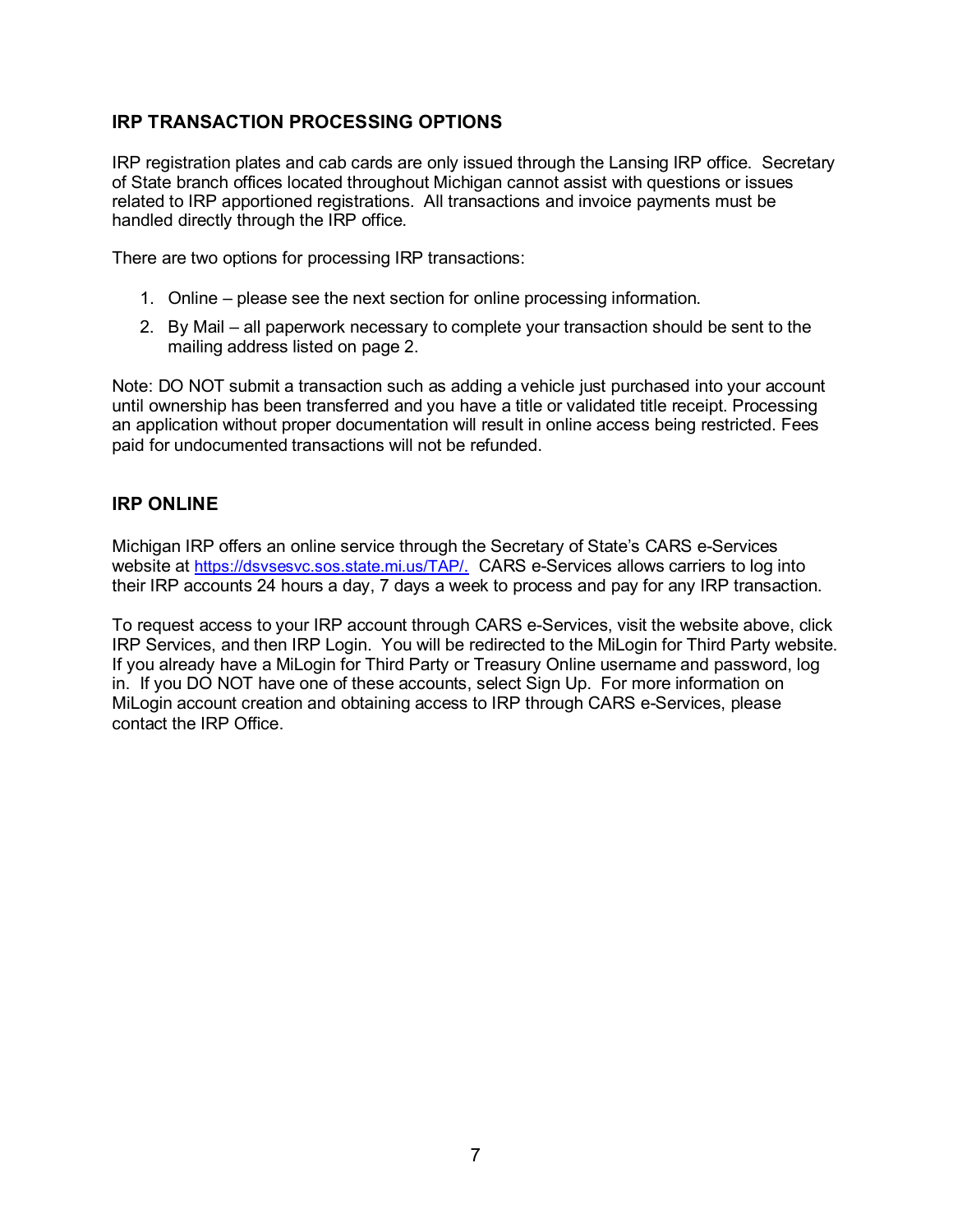## IRP TRANSACTION PROCESSING OPTIONS

IRP registration plates and cab cards are only issued through the Lansing IRP office. Secretary of State branch offices located throughout Michigan cannot assist with questions or issues related to IRP apportioned registrations. All transactions and invoice payments must be handled directly through the IRP office.

There are two options for processing IRP transactions:

1. Online – please see the next section for online processing information.
2. By Mail – all paperwork necessary to complete your transaction should be sent to the mailing address listed on page 2.

Note: DO NOT submit a transaction such as adding a vehicle just purchased into your account until ownership has been transferred and you have a title or validated title receipt. Processing an application without proper documentation will result in online access being restricted. Fees paid for undocumented transactions will not be refunded.

## IRP ONLINE

Michigan IRP offers an online service through the Secretary of State's CARS e-Services website at https://dsvsesvc.sos.state.mi.us/TAP/. CARS e-Services allows carriers to log into their IRP accounts 24 hours a day, 7 days a week to process and pay for any IRP transaction.

To request access to your IRP account through CARS e-Services, visit the website above, click IRP Services, and then IRP Login. You will be redirected to the MiLogin for Third Party website. If you already have a MiLogin for Third Party or Treasury Online username and password, log in. If you DO NOT have one of these accounts, select Sign Up. For more information on MiLogin account creation and obtaining access to IRP through CARS e-Services, please contact the IRP Office.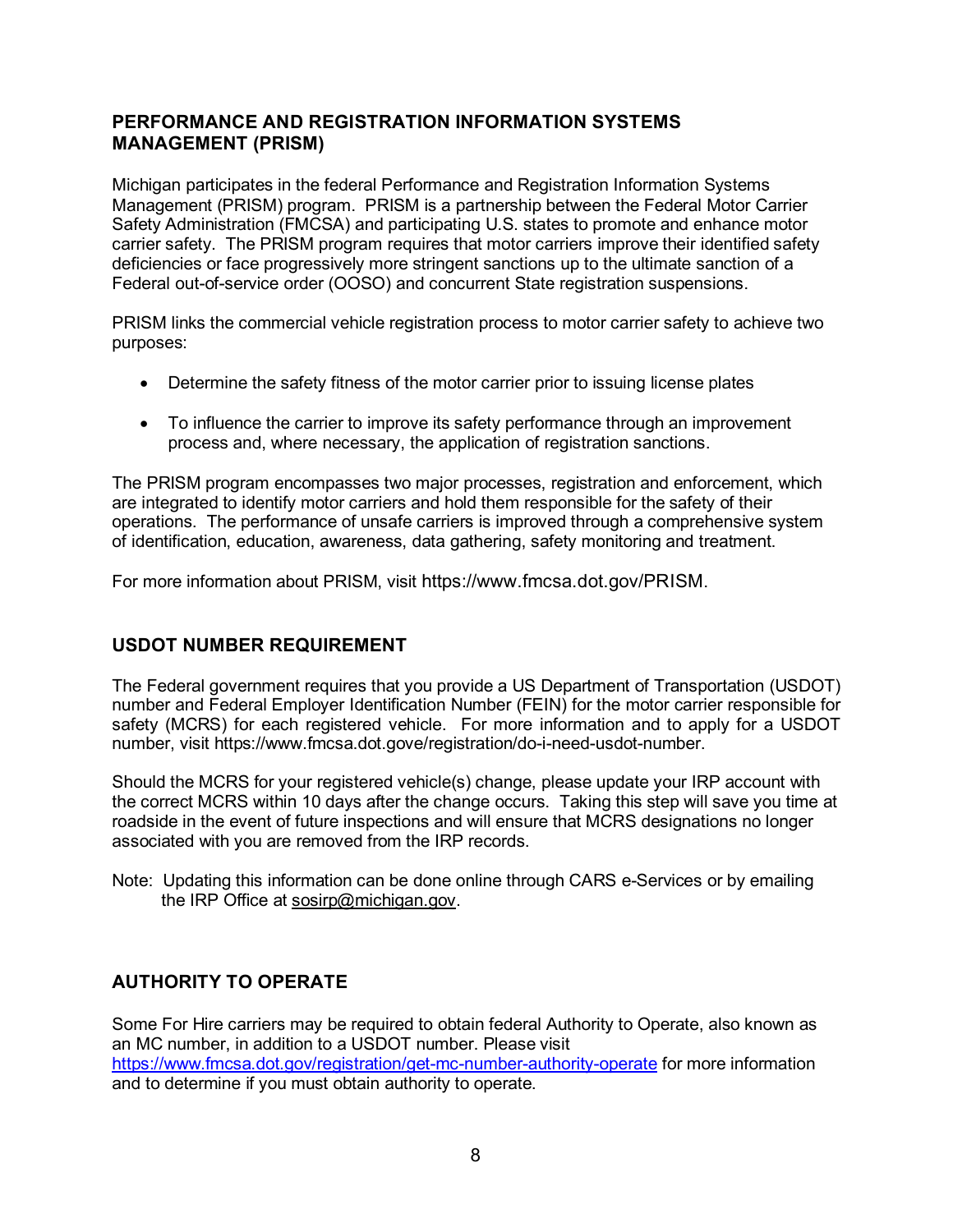## PERFORMANCE AND REGISTRATION INFORMATION SYSTEMS MANAGEMENT (PRISM)

Michigan participates in the federal Performance and Registration Information Systems Management (PRISM) program. PRISM is a partnership between the Federal Motor Carrier Safety Administration (FMCSA) and participating U.S. states to promote and enhance motor carrier safety. The PRISM program requires that motor carriers improve their identified safety deficiencies or face progressively more stringent sanctions up to the ultimate sanction of a Federal out-of-service order (OOSO) and concurrent State registration suspensions.

PRISM links the commercial vehicle registration process to motor carrier safety to achieve two purposes:

- Determine the safety fitness of the motor carrier prior to issuing license plates
- To influence the carrier to improve its safety performance through an improvement process and, where necessary, the application of registration sanctions.

The PRISM program encompasses two major processes, registration and enforcement, which are integrated to identify motor carriers and hold them responsible for the safety of their operations. The performance of unsafe carriers is improved through a comprehensive system of identification, education, awareness, data gathering, safety monitoring and treatment.

For more information about PRISM, visit https://www.fmcsa.dot.gov/PRISM.

## USDOT NUMBER REQUIREMENT

The Federal government requires that you provide a US Department of Transportation (USDOT) number and Federal Employer Identification Number (FEIN) for the motor carrier responsible for safety (MCRS) for each registered vehicle. For more information and to apply for a USDOT number, visit https://www.fmcsa.dot.gove/registration/do-i-need-usdot-number.

Should the MCRS for your registered vehicle(s) change, please update your IRP account with the correct MCRS within 10 days after the change occurs. Taking this step will save you time at roadside in the event of future inspections and will ensure that MCRS designations no longer associated with you are removed from the IRP records.

Note: Updating this information can be done online through CARS e-Services or by emailing the IRP Office at sosirp@michigan.gov.

## AUTHORITY TO OPERATE

Some For Hire carriers may be required to obtain federal Authority to Operate, also known as an MC number, in addition to a USDOT number. Please visit https://www.fmcsa.dot.gov/registration/get-mc-number-authority-operate for more information and to determine if you must obtain authority to operate.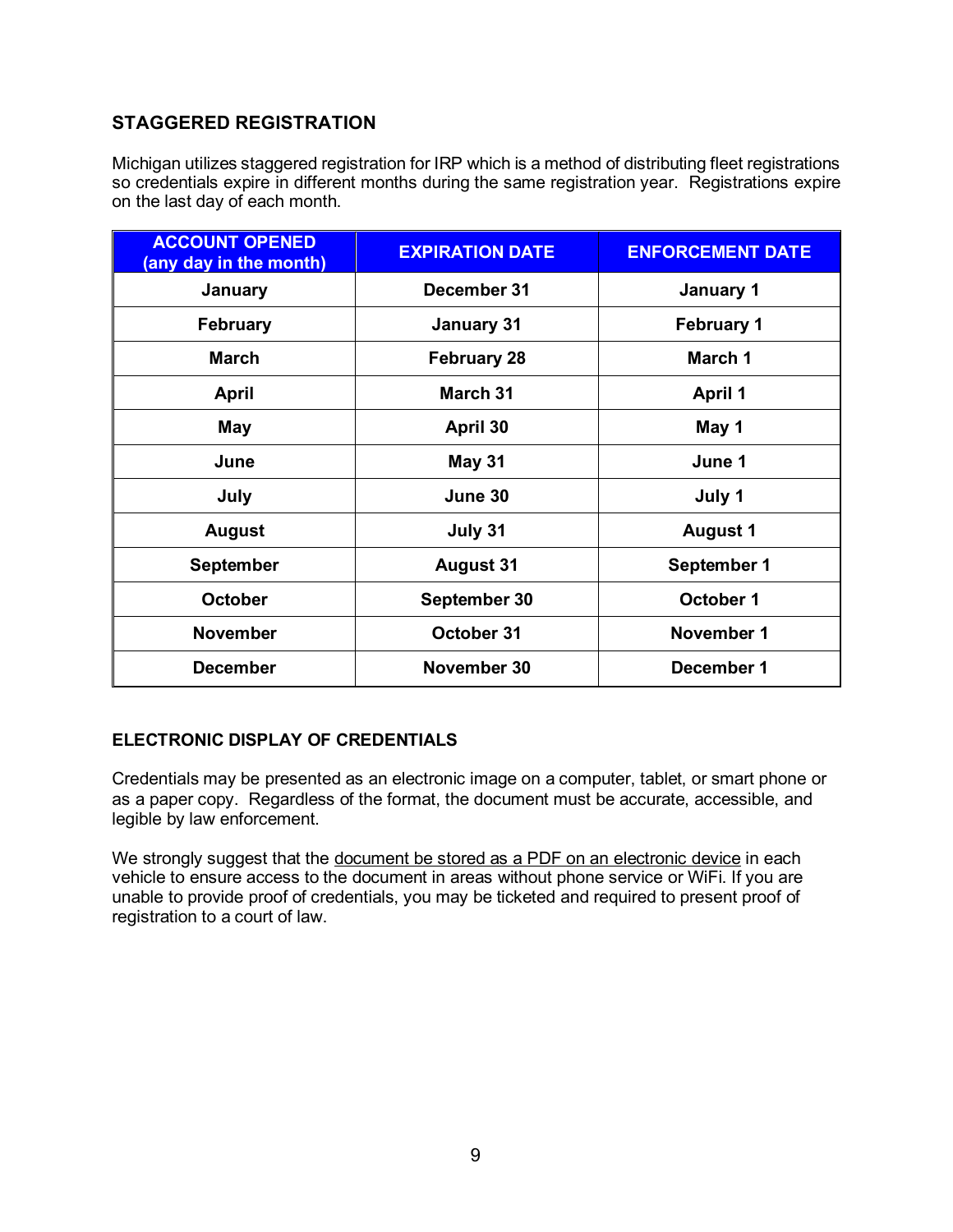## STAGGERED REGISTRATION

Michigan utilizes staggered registration for IRP which is a method of distributing fleet registrations so credentials expire in different months during the same registration year. Registrations expire on the last day of each month.

| ACCOUNT OPENED (any day in the month) | EXPIRATION DATE | ENFORCEMENT DATE |
|---|---|---|
| January | December 31 | January 1 |
| February | January 31 | February 1 |
| March | February 28 | March 1 |
| April | March 31 | April 1 |
| May | April 30 | May 1 |
| June | May 31 | June 1 |
| July | June 30 | July 1 |
| August | July 31 | August 1 |
| September | August 31 | September 1 |
| October | September 30 | October 1 |
| November | October 31 | November 1 |
| December | November 30 | December 1 |

## ELECTRONIC DISPLAY OF CREDENTIALS

Credentials may be presented as an electronic image on a computer, tablet, or smart phone or as a paper copy. Regardless of the format, the document must be accurate, accessible, and legible by law enforcement.

We strongly suggest that the document be stored as a PDF on an electronic device in each vehicle to ensure access to the document in areas without phone service or WiFi. If you are unable to provide proof of credentials, you may be ticketed and required to present proof of registration to a court of law.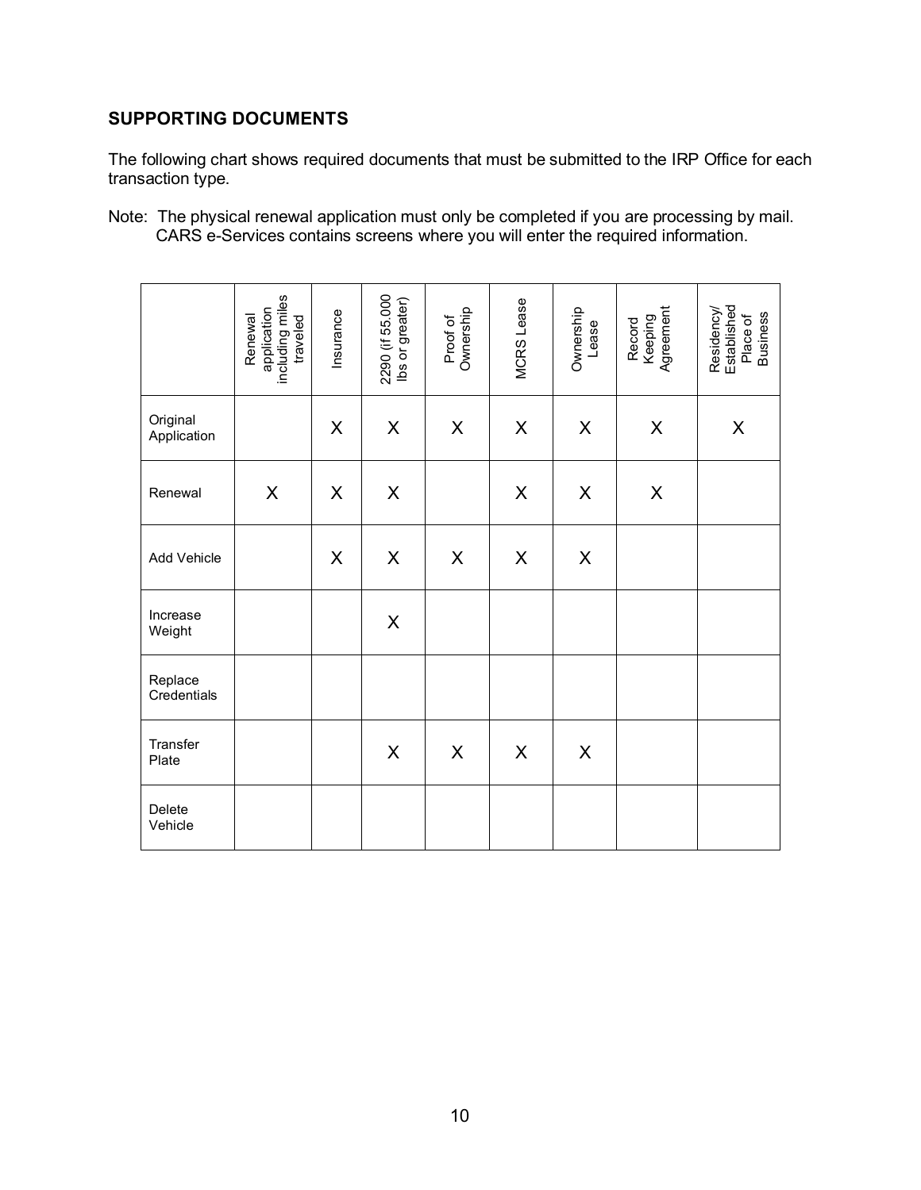## SUPPORTING DOCUMENTS

The following chart shows required documents that must be submitted to the IRP Office for each transaction type.

Note: The physical renewal application must only be completed if you are processing by mail. CARS e-Services contains screens where you will enter the required information.

| | Renewal application including miles traveled | Insurance | 2290 (if 55,000 lbs or greater) | Proof of Ownership | MCRS Lease | Ownership Lease | Record Keeping Agreement | Residency/ Established Place of Business |
|---|---|---|---|---|---|---|---|---|
| Original Application | | X | X | X | X | X | X | X |
| Renewal | X | X | X | | X | X | X | |
| Add Vehicle | | X | X | X | X | X | | |
| Increase Weight | | | X | | | | | |
| Replace Credentials | | | | | | | | |
| Transfer Plate | | | X | X | X | X | | |
| Delete Vehicle | | | | | | | | |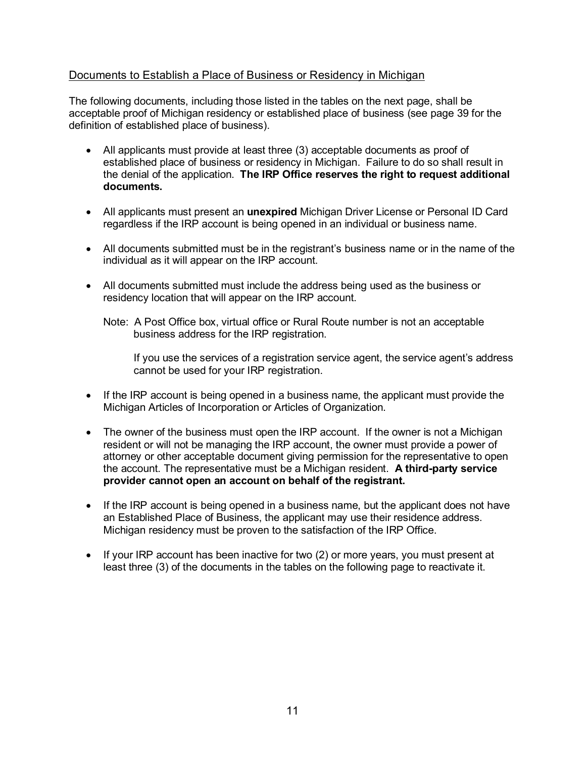## Documents to Establish a Place of Business or Residency in Michigan

The following documents, including those listed in the tables on the next page, shall be acceptable proof of Michigan residency or established place of business (see page 39 for the definition of established place of business).

- All applicants must provide at least three (3) acceptable documents as proof of established place of business or residency in Michigan. Failure to do so shall result in the denial of the application. **The IRP Office reserves the right to request additional documents.**

- All applicants must present an **unexpired** Michigan Driver License or Personal ID Card regardless if the IRP account is being opened in an individual or business name.

- All documents submitted must be in the registrant's business name or in the name of the individual as it will appear on the IRP account.

- All documents submitted must include the address being used as the business or residency location that will appear on the IRP account.

  Note: A Post Office box, virtual office or Rural Route number is not an acceptable business address for the IRP registration.

  If you use the services of a registration service agent, the service agent's address cannot be used for your IRP registration.

- If the IRP account is being opened in a business name, the applicant must provide the Michigan Articles of Incorporation or Articles of Organization.

- The owner of the business must open the IRP account. If the owner is not a Michigan resident or will not be managing the IRP account, the owner must provide a power of attorney or other acceptable document giving permission for the representative to open the account. The representative must be a Michigan resident. **A third-party service provider cannot open an account on behalf of the registrant.**

- If the IRP account is being opened in a business name, but the applicant does not have an Established Place of Business, the applicant may use their residence address. Michigan residency must be proven to the satisfaction of the IRP Office.

- If your IRP account has been inactive for two (2) or more years, you must present at least three (3) of the documents in the tables on the following page to reactivate it.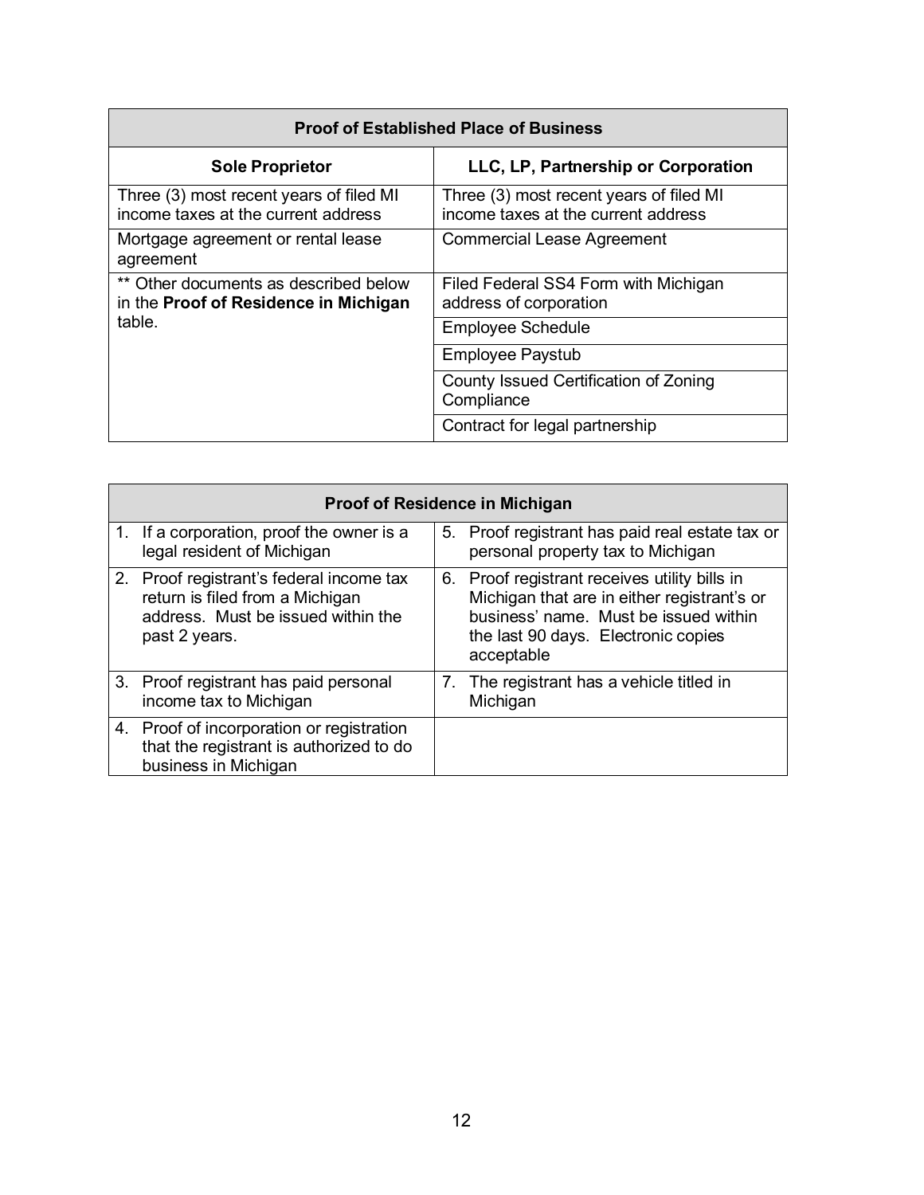| Proof of Established Place of Business | |
|---|---|
| **Sole Proprietor** | **LLC, LP, Partnership or Corporation** |
| Three (3) most recent years of filed MI income taxes at the current address | Three (3) most recent years of filed MI income taxes at the current address |
| Mortgage agreement or rental lease agreement | Commercial Lease Agreement |
| ** Other documents as described below in the **Proof of Residence in Michigan** table. | Filed Federal SS4 Form with Michigan address of corporation |
| | Employee Schedule |
| | Employee Paystub |
| | County Issued Certification of Zoning Compliance |
| | Contract for legal partnership |

| Proof of Residence in Michigan | |
|---|---|
| 1. If a corporation, proof the owner is a legal resident of Michigan | 5. Proof registrant has paid real estate tax or personal property tax to Michigan |
| 2. Proof registrant's federal income tax return is filed from a Michigan address. Must be issued within the past 2 years. | 6. Proof registrant receives utility bills in Michigan that are in either registrant's or business' name. Must be issued within the last 90 days. Electronic copies acceptable |
| 3. Proof registrant has paid personal income tax to Michigan | 7. The registrant has a vehicle titled in Michigan |
| 4. Proof of incorporation or registration that the registrant is authorized to do business in Michigan | |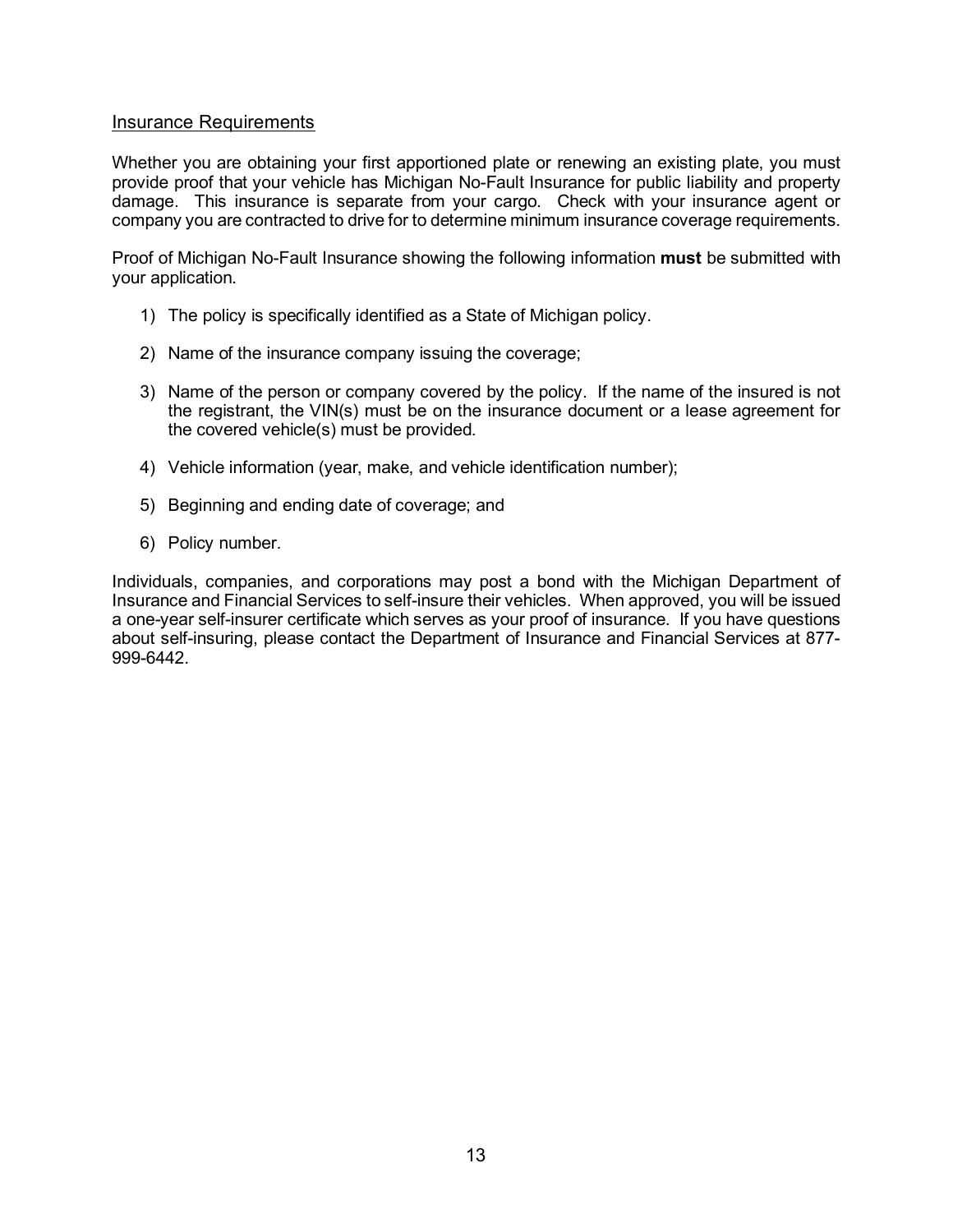## Insurance Requirements

Whether you are obtaining your first apportioned plate or renewing an existing plate, you must provide proof that your vehicle has Michigan No-Fault Insurance for public liability and property damage. This insurance is separate from your cargo. Check with your insurance agent or company you are contracted to drive for to determine minimum insurance coverage requirements.

Proof of Michigan No-Fault Insurance showing the following information **must** be submitted with your application.

1) The policy is specifically identified as a State of Michigan policy.

2) Name of the insurance company issuing the coverage;

3) Name of the person or company covered by the policy. If the name of the insured is not the registrant, the VIN(s) must be on the insurance document or a lease agreement for the covered vehicle(s) must be provided.

4) Vehicle information (year, make, and vehicle identification number);

5) Beginning and ending date of coverage; and

6) Policy number.

Individuals, companies, and corporations may post a bond with the Michigan Department of Insurance and Financial Services to self-insure their vehicles. When approved, you will be issued a one-year self-insurer certificate which serves as your proof of insurance. If you have questions about self-insuring, please contact the Department of Insurance and Financial Services at 877-999-6442.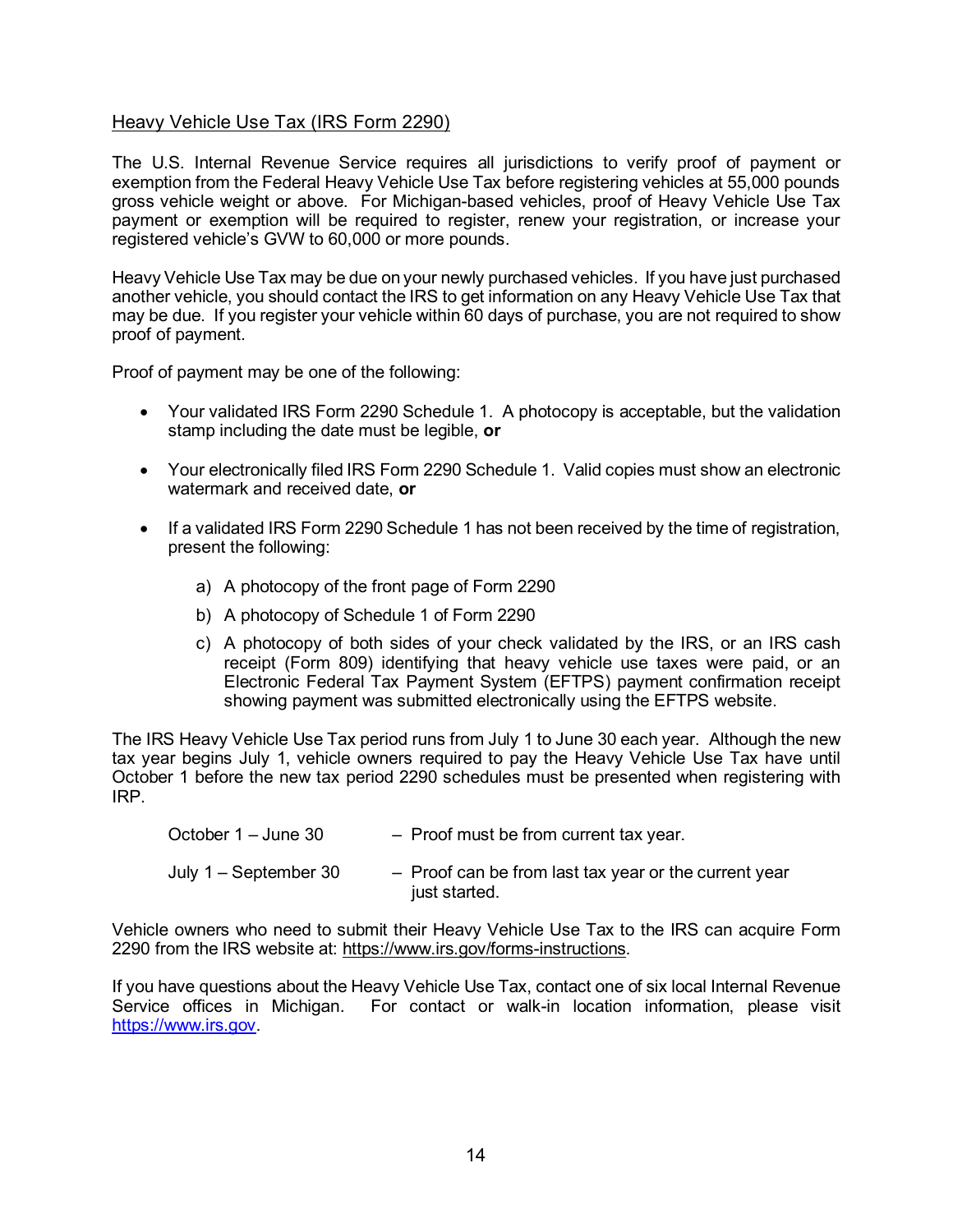## Heavy Vehicle Use Tax (IRS Form 2290)

The U.S. Internal Revenue Service requires all jurisdictions to verify proof of payment or exemption from the Federal Heavy Vehicle Use Tax before registering vehicles at 55,000 pounds gross vehicle weight or above. For Michigan-based vehicles, proof of Heavy Vehicle Use Tax payment or exemption will be required to register, renew your registration, or increase your registered vehicle's GVW to 60,000 or more pounds.

Heavy Vehicle Use Tax may be due on your newly purchased vehicles. If you have just purchased another vehicle, you should contact the IRS to get information on any Heavy Vehicle Use Tax that may be due. If you register your vehicle within 60 days of purchase, you are not required to show proof of payment.

Proof of payment may be one of the following:

- Your validated IRS Form 2290 Schedule 1. A photocopy is acceptable, but the validation stamp including the date must be legible, **or**
- Your electronically filed IRS Form 2290 Schedule 1. Valid copies must show an electronic watermark and received date, **or**
- If a validated IRS Form 2290 Schedule 1 has not been received by the time of registration, present the following:
  a) A photocopy of the front page of Form 2290
  b) A photocopy of Schedule 1 of Form 2290
  c) A photocopy of both sides of your check validated by the IRS, or an IRS cash receipt (Form 809) identifying that heavy vehicle use taxes were paid, or an Electronic Federal Tax Payment System (EFTPS) payment confirmation receipt showing payment was submitted electronically using the EFTPS website.

The IRS Heavy Vehicle Use Tax period runs from July 1 to June 30 each year. Although the new tax year begins July 1, vehicle owners required to pay the Heavy Vehicle Use Tax have until October 1 before the new tax period 2290 schedules must be presented when registering with IRP.

| | |
|---|---|
| October 1 – June 30 | – Proof must be from current tax year. |
| July 1 – September 30 | – Proof can be from last tax year or the current year just started. |

Vehicle owners who need to submit their Heavy Vehicle Use Tax to the IRS can acquire Form 2290 from the IRS website at: https://www.irs.gov/forms-instructions.

If you have questions about the Heavy Vehicle Use Tax, contact one of six local Internal Revenue Service offices in Michigan. For contact or walk-in location information, please visit https://www.irs.gov.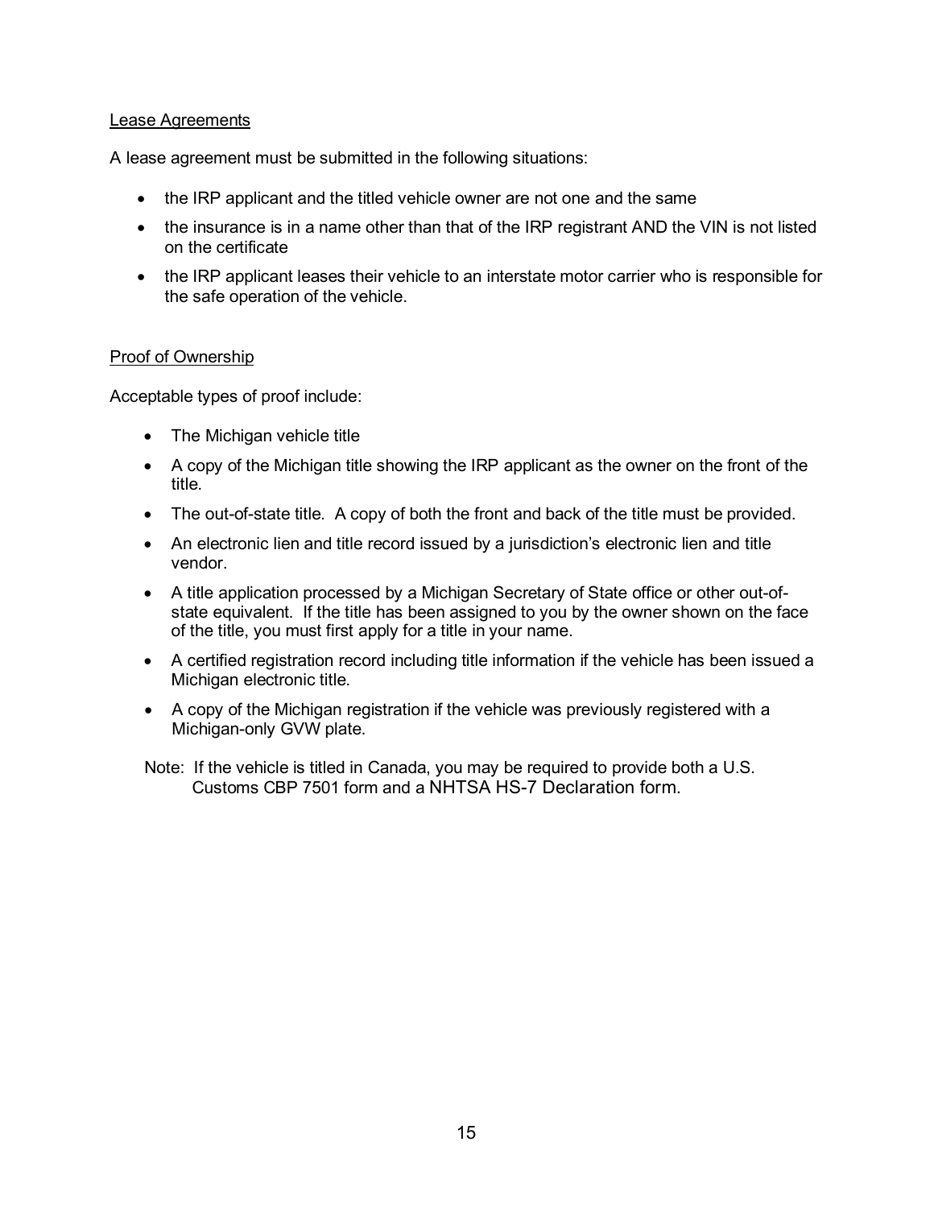Lease Agreements

A lease agreement must be submitted in the following situations:

- the IRP applicant and the titled vehicle owner are not one and the same
- the insurance is in a name other than that of the IRP registrant AND the VIN is not listed on the certificate
- the IRP applicant leases their vehicle to an interstate motor carrier who is responsible for the safe operation of the vehicle.

Proof of Ownership

Acceptable types of proof include:

- The Michigan vehicle title
- A copy of the Michigan title showing the IRP applicant as the owner on the front of the title.
- The out-of-state title. A copy of both the front and back of the title must be provided.
- An electronic lien and title record issued by a jurisdiction's electronic lien and title vendor.
- A title application processed by a Michigan Secretary of State office or other out-of-state equivalent. If the title has been assigned to you by the owner shown on the face of the title, you must first apply for a title in your name.
- A certified registration record including title information if the vehicle has been issued a Michigan electronic title.
- A copy of the Michigan registration if the vehicle was previously registered with a Michigan-only GVW plate.

Note: If the vehicle is titled in Canada, you may be required to provide both a U.S. Customs CBP 7501 form and a NHTSA HS-7 Declaration form.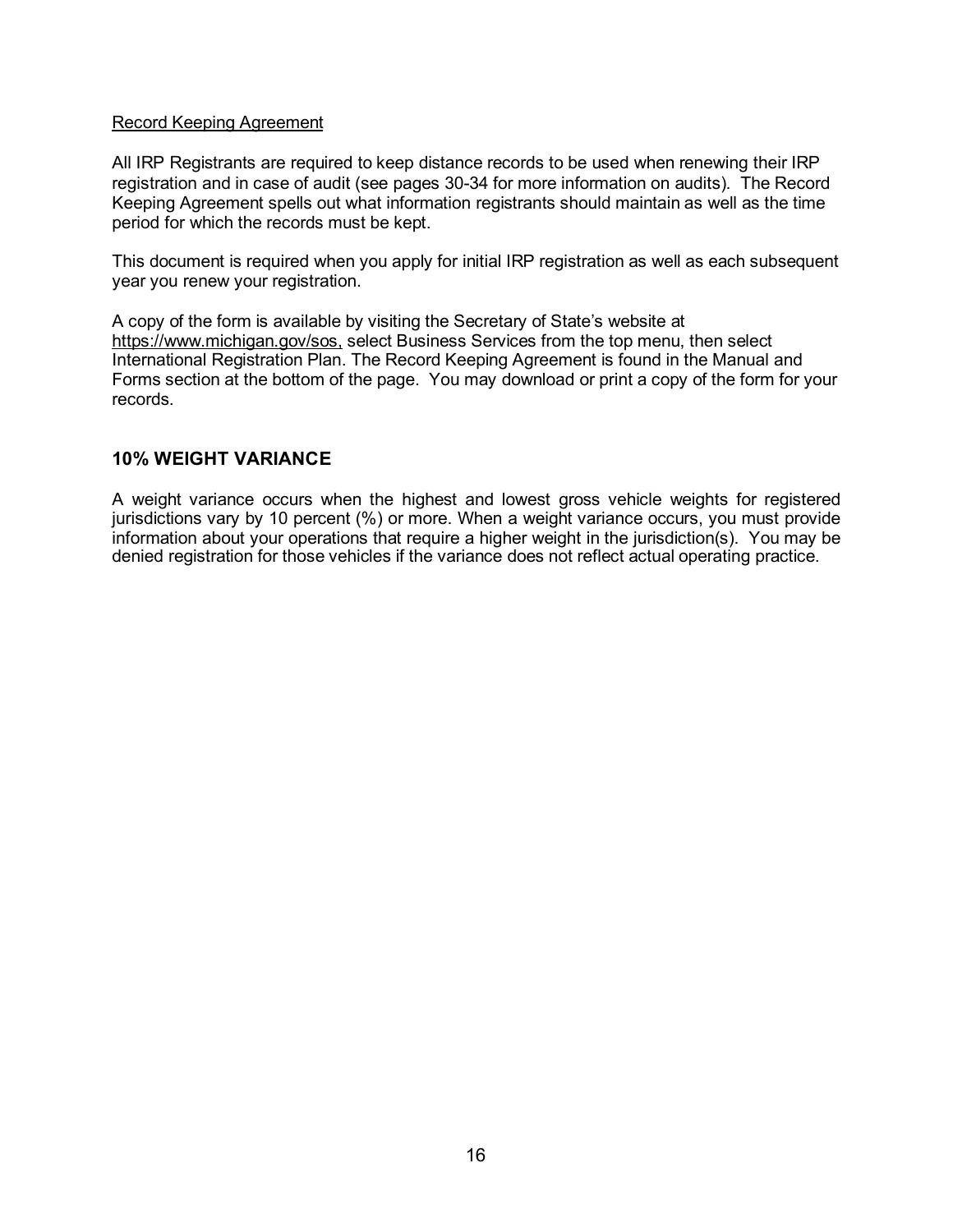Record Keeping Agreement

All IRP Registrants are required to keep distance records to be used when renewing their IRP registration and in case of audit (see pages 30-34 for more information on audits). The Record Keeping Agreement spells out what information registrants should maintain as well as the time period for which the records must be kept.

This document is required when you apply for initial IRP registration as well as each subsequent year you renew your registration.

A copy of the form is available by visiting the Secretary of State's website at https://www.michigan.gov/sos, select Business Services from the top menu, then select International Registration Plan. The Record Keeping Agreement is found in the Manual and Forms section at the bottom of the page. You may download or print a copy of the form for your records.

## 10% WEIGHT VARIANCE

A weight variance occurs when the highest and lowest gross vehicle weights for registered jurisdictions vary by 10 percent (%) or more. When a weight variance occurs, you must provide information about your operations that require a higher weight in the jurisdiction(s). You may be denied registration for those vehicles if the variance does not reflect actual operating practice.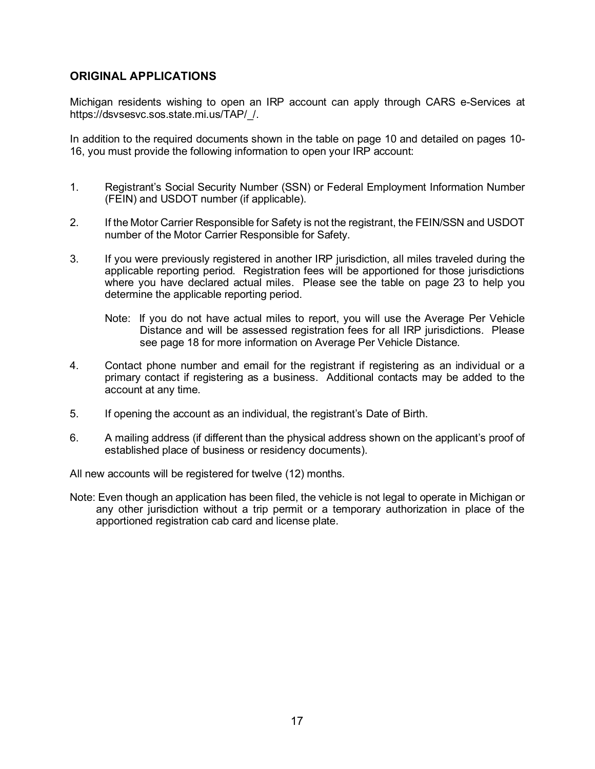## ORIGINAL APPLICATIONS

Michigan residents wishing to open an IRP account can apply through CARS e-Services at https://dsvsesvc.sos.state.mi.us/TAP/_/.

In addition to the required documents shown in the table on page 10 and detailed on pages 10-16, you must provide the following information to open your IRP account:

1. Registrant's Social Security Number (SSN) or Federal Employment Information Number (FEIN) and USDOT number (if applicable).

2. If the Motor Carrier Responsible for Safety is not the registrant, the FEIN/SSN and USDOT number of the Motor Carrier Responsible for Safety.

3. If you were previously registered in another IRP jurisdiction, all miles traveled during the applicable reporting period. Registration fees will be apportioned for those jurisdictions where you have declared actual miles. Please see the table on page 23 to help you determine the applicable reporting period.

   Note: If you do not have actual miles to report, you will use the Average Per Vehicle Distance and will be assessed registration fees for all IRP jurisdictions. Please see page 18 for more information on Average Per Vehicle Distance.

4. Contact phone number and email for the registrant if registering as an individual or a primary contact if registering as a business. Additional contacts may be added to the account at any time.

5. If opening the account as an individual, the registrant's Date of Birth.

6. A mailing address (if different than the physical address shown on the applicant's proof of established place of business or residency documents).

All new accounts will be registered for twelve (12) months.

Note: Even though an application has been filed, the vehicle is not legal to operate in Michigan or any other jurisdiction without a trip permit or a temporary authorization in place of the apportioned registration cab card and license plate.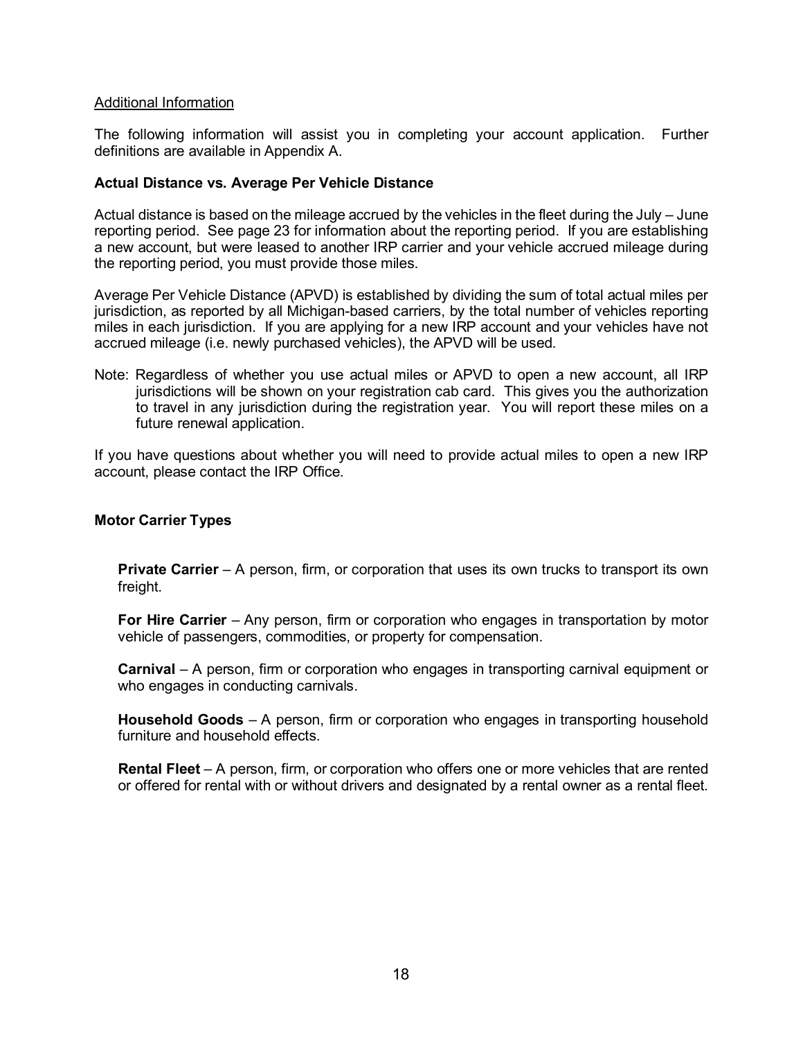Additional Information

The following information will assist you in completing your account application. Further definitions are available in Appendix A.

**Actual Distance vs. Average Per Vehicle Distance**

Actual distance is based on the mileage accrued by the vehicles in the fleet during the July – June reporting period. See page 23 for information about the reporting period. If you are establishing a new account, but were leased to another IRP carrier and your vehicle accrued mileage during the reporting period, you must provide those miles.

Average Per Vehicle Distance (APVD) is established by dividing the sum of total actual miles per jurisdiction, as reported by all Michigan-based carriers, by the total number of vehicles reporting miles in each jurisdiction. If you are applying for a new IRP account and your vehicles have not accrued mileage (i.e. newly purchased vehicles), the APVD will be used.

Note: Regardless of whether you use actual miles or APVD to open a new account, all IRP jurisdictions will be shown on your registration cab card. This gives you the authorization to travel in any jurisdiction during the registration year. You will report these miles on a future renewal application.

If you have questions about whether you will need to provide actual miles to open a new IRP account, please contact the IRP Office.

**Motor Carrier Types**

**Private Carrier** – A person, firm, or corporation that uses its own trucks to transport its own freight.

**For Hire Carrier** – Any person, firm or corporation who engages in transportation by motor vehicle of passengers, commodities, or property for compensation.

**Carnival** – A person, firm or corporation who engages in transporting carnival equipment or who engages in conducting carnivals.

**Household Goods** – A person, firm or corporation who engages in transporting household furniture and household effects.

**Rental Fleet** – A person, firm, or corporation who offers one or more vehicles that are rented or offered for rental with or without drivers and designated by a rental owner as a rental fleet.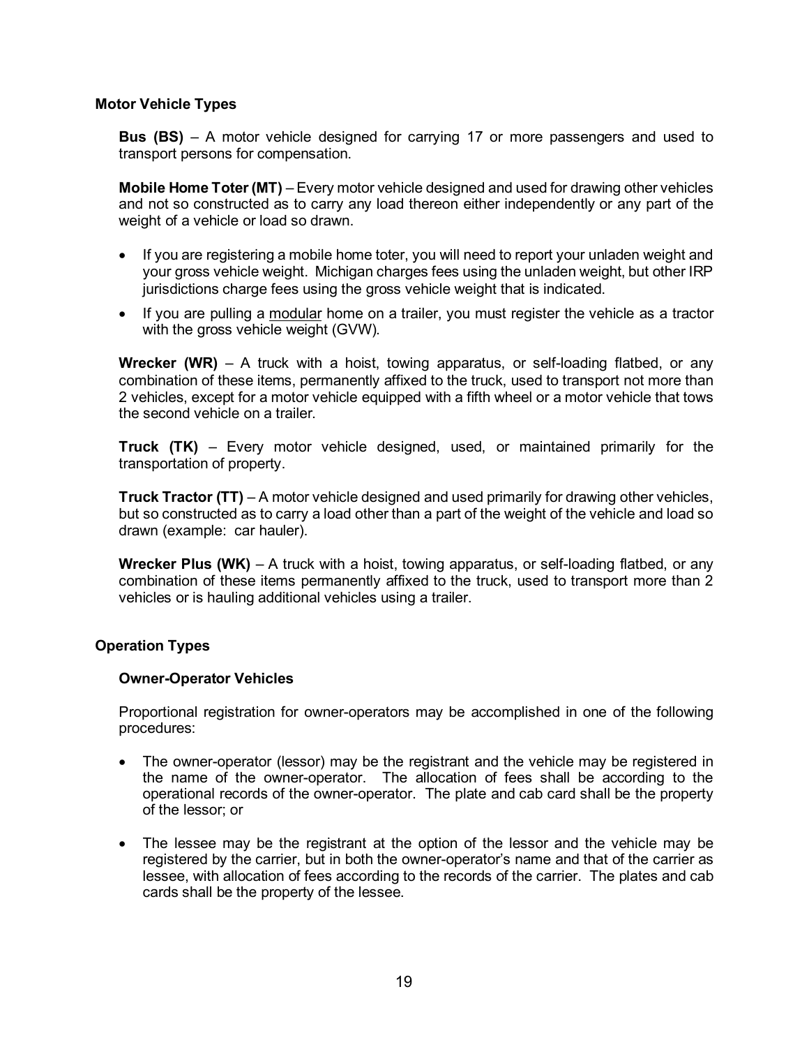## Motor Vehicle Types

**Bus (BS)** – A motor vehicle designed for carrying 17 or more passengers and used to transport persons for compensation.

**Mobile Home Toter (MT)** – Every motor vehicle designed and used for drawing other vehicles and not so constructed as to carry any load thereon either independently or any part of the weight of a vehicle or load so drawn.

- If you are registering a mobile home toter, you will need to report your unladen weight and your gross vehicle weight. Michigan charges fees using the unladen weight, but other IRP jurisdictions charge fees using the gross vehicle weight that is indicated.
- If you are pulling a modular home on a trailer, you must register the vehicle as a tractor with the gross vehicle weight (GVW).

**Wrecker (WR)** – A truck with a hoist, towing apparatus, or self-loading flatbed, or any combination of these items, permanently affixed to the truck, used to transport not more than 2 vehicles, except for a motor vehicle equipped with a fifth wheel or a motor vehicle that tows the second vehicle on a trailer.

**Truck (TK)** – Every motor vehicle designed, used, or maintained primarily for the transportation of property.

**Truck Tractor (TT)** – A motor vehicle designed and used primarily for drawing other vehicles, but so constructed as to carry a load other than a part of the weight of the vehicle and load so drawn (example: car hauler).

**Wrecker Plus (WK)** – A truck with a hoist, towing apparatus, or self-loading flatbed, or any combination of these items permanently affixed to the truck, used to transport more than 2 vehicles or is hauling additional vehicles using a trailer.

## Operation Types

### Owner-Operator Vehicles

Proportional registration for owner-operators may be accomplished in one of the following procedures:

- The owner-operator (lessor) may be the registrant and the vehicle may be registered in the name of the owner-operator. The allocation of fees shall be according to the operational records of the owner-operator. The plate and cab card shall be the property of the lessor; or
- The lessee may be the registrant at the option of the lessor and the vehicle may be registered by the carrier, but in both the owner-operator's name and that of the carrier as lessee, with allocation of fees according to the records of the carrier. The plates and cab cards shall be the property of the lessee.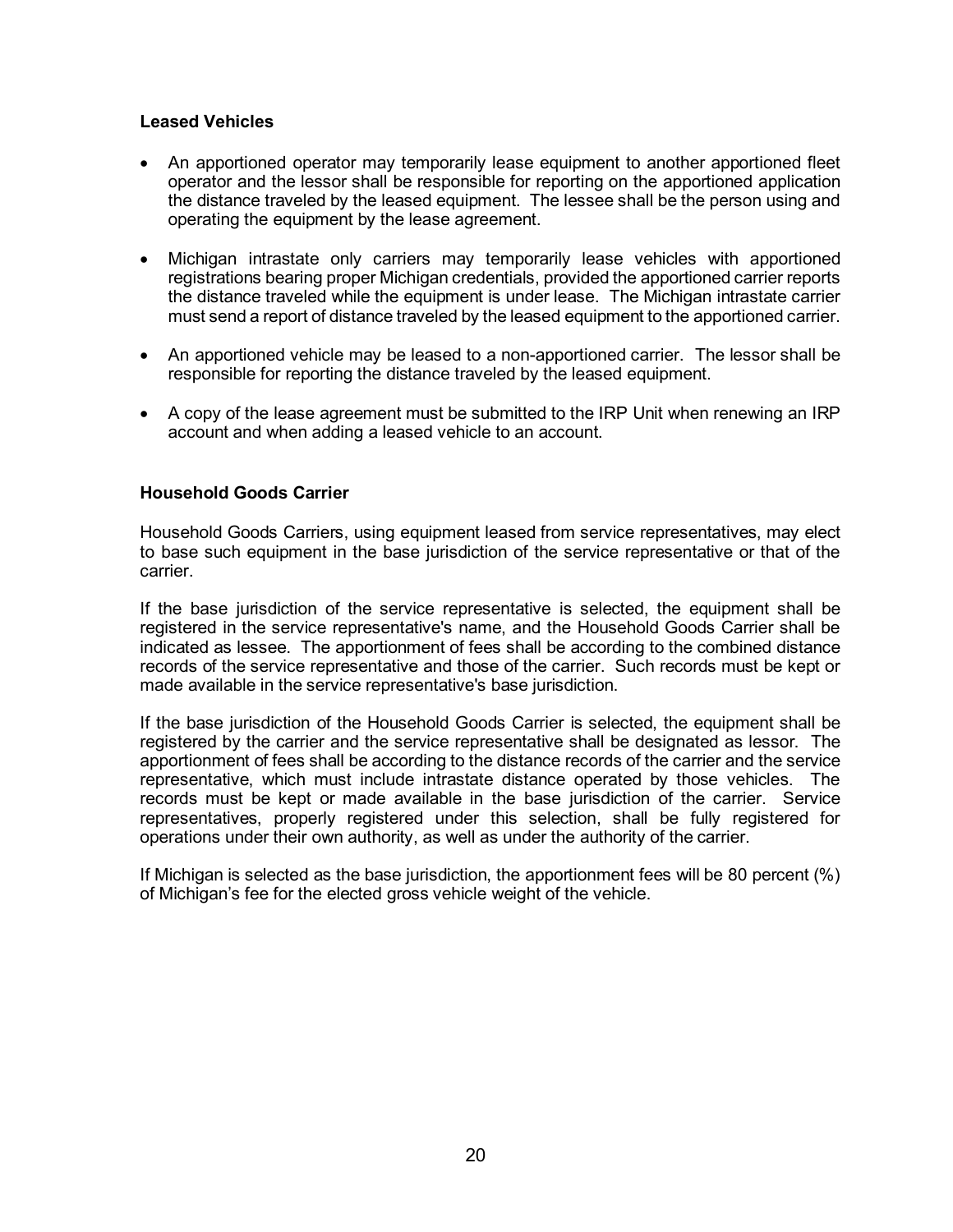### Leased Vehicles

- An apportioned operator may temporarily lease equipment to another apportioned fleet operator and the lessor shall be responsible for reporting on the apportioned application the distance traveled by the leased equipment. The lessee shall be the person using and operating the equipment by the lease agreement.
- Michigan intrastate only carriers may temporarily lease vehicles with apportioned registrations bearing proper Michigan credentials, provided the apportioned carrier reports the distance traveled while the equipment is under lease. The Michigan intrastate carrier must send a report of distance traveled by the leased equipment to the apportioned carrier.
- An apportioned vehicle may be leased to a non-apportioned carrier. The lessor shall be responsible for reporting the distance traveled by the leased equipment.
- A copy of the lease agreement must be submitted to the IRP Unit when renewing an IRP account and when adding a leased vehicle to an account.

### Household Goods Carrier

Household Goods Carriers, using equipment leased from service representatives, may elect to base such equipment in the base jurisdiction of the service representative or that of the carrier.

If the base jurisdiction of the service representative is selected, the equipment shall be registered in the service representative's name, and the Household Goods Carrier shall be indicated as lessee. The apportionment of fees shall be according to the combined distance records of the service representative and those of the carrier. Such records must be kept or made available in the service representative's base jurisdiction.

If the base jurisdiction of the Household Goods Carrier is selected, the equipment shall be registered by the carrier and the service representative shall be designated as lessor. The apportionment of fees shall be according to the distance records of the carrier and the service representative, which must include intrastate distance operated by those vehicles. The records must be kept or made available in the base jurisdiction of the carrier. Service representatives, properly registered under this selection, shall be fully registered for operations under their own authority, as well as under the authority of the carrier.

If Michigan is selected as the base jurisdiction, the apportionment fees will be 80 percent (%) of Michigan's fee for the elected gross vehicle weight of the vehicle.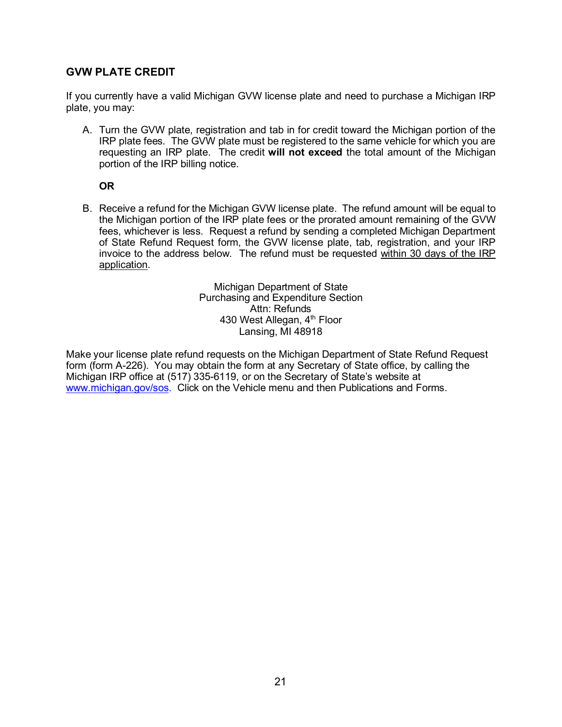## GVW PLATE CREDIT

If you currently have a valid Michigan GVW license plate and need to purchase a Michigan IRP plate, you may:

A. Turn the GVW plate, registration and tab in for credit toward the Michigan portion of the IRP plate fees. The GVW plate must be registered to the same vehicle for which you are requesting an IRP plate. The credit **will not exceed** the total amount of the Michigan portion of the IRP billing notice.

   **OR**

B. Receive a refund for the Michigan GVW license plate. The refund amount will be equal to the Michigan portion of the IRP plate fees or the prorated amount remaining of the GVW fees, whichever is less. Request a refund by sending a completed Michigan Department of State Refund Request form, the GVW license plate, tab, registration, and your IRP invoice to the address below. The refund must be requested within 30 days of the IRP application.

   Michigan Department of State
   Purchasing and Expenditure Section
   Attn: Refunds
   430 West Allegan, 4th Floor
   Lansing, MI 48918

Make your license plate refund requests on the Michigan Department of State Refund Request form (form A-226). You may obtain the form at any Secretary of State office, by calling the Michigan IRP office at (517) 335-6119, or on the Secretary of State's website at www.michigan.gov/sos. Click on the Vehicle menu and then Publications and Forms.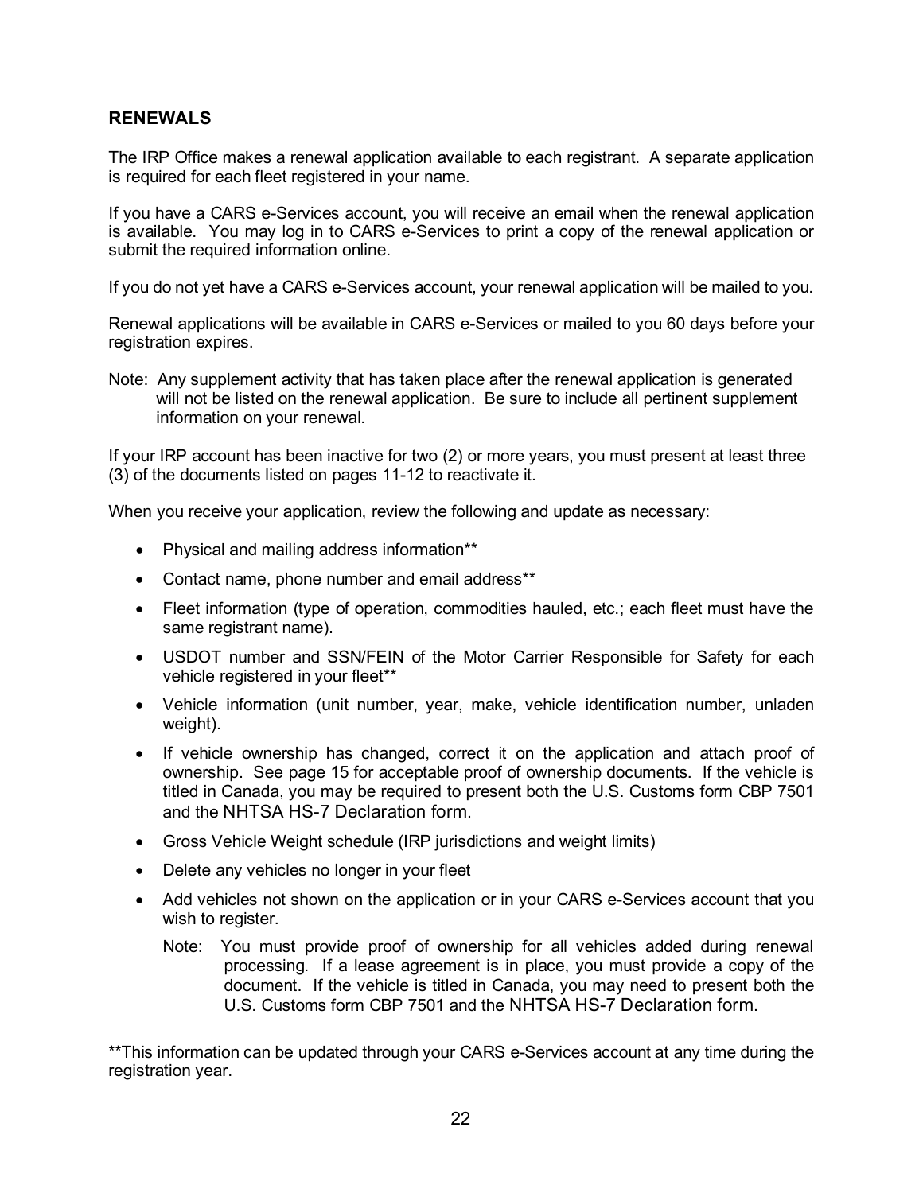## RENEWALS

The IRP Office makes a renewal application available to each registrant. A separate application is required for each fleet registered in your name.

If you have a CARS e-Services account, you will receive an email when the renewal application is available. You may log in to CARS e-Services to print a copy of the renewal application or submit the required information online.

If you do not yet have a CARS e-Services account, your renewal application will be mailed to you.

Renewal applications will be available in CARS e-Services or mailed to you 60 days before your registration expires.

Note: Any supplement activity that has taken place after the renewal application is generated will not be listed on the renewal application. Be sure to include all pertinent supplement information on your renewal.

If your IRP account has been inactive for two (2) or more years, you must present at least three (3) of the documents listed on pages 11-12 to reactivate it.

When you receive your application, review the following and update as necessary:

- Physical and mailing address information**
- Contact name, phone number and email address**
- Fleet information (type of operation, commodities hauled, etc.; each fleet must have the same registrant name).
- USDOT number and SSN/FEIN of the Motor Carrier Responsible for Safety for each vehicle registered in your fleet**
- Vehicle information (unit number, year, make, vehicle identification number, unladen weight).
- If vehicle ownership has changed, correct it on the application and attach proof of ownership. See page 15 for acceptable proof of ownership documents. If the vehicle is titled in Canada, you may be required to present both the U.S. Customs form CBP 7501 and the NHTSA HS-7 Declaration form.
- Gross Vehicle Weight schedule (IRP jurisdictions and weight limits)
- Delete any vehicles no longer in your fleet
- Add vehicles not shown on the application or in your CARS e-Services account that you wish to register.

  Note: You must provide proof of ownership for all vehicles added during renewal processing. If a lease agreement is in place, you must provide a copy of the document. If the vehicle is titled in Canada, you may need to present both the U.S. Customs form CBP 7501 and the NHTSA HS-7 Declaration form.

**This information can be updated through your CARS e-Services account at any time during the registration year.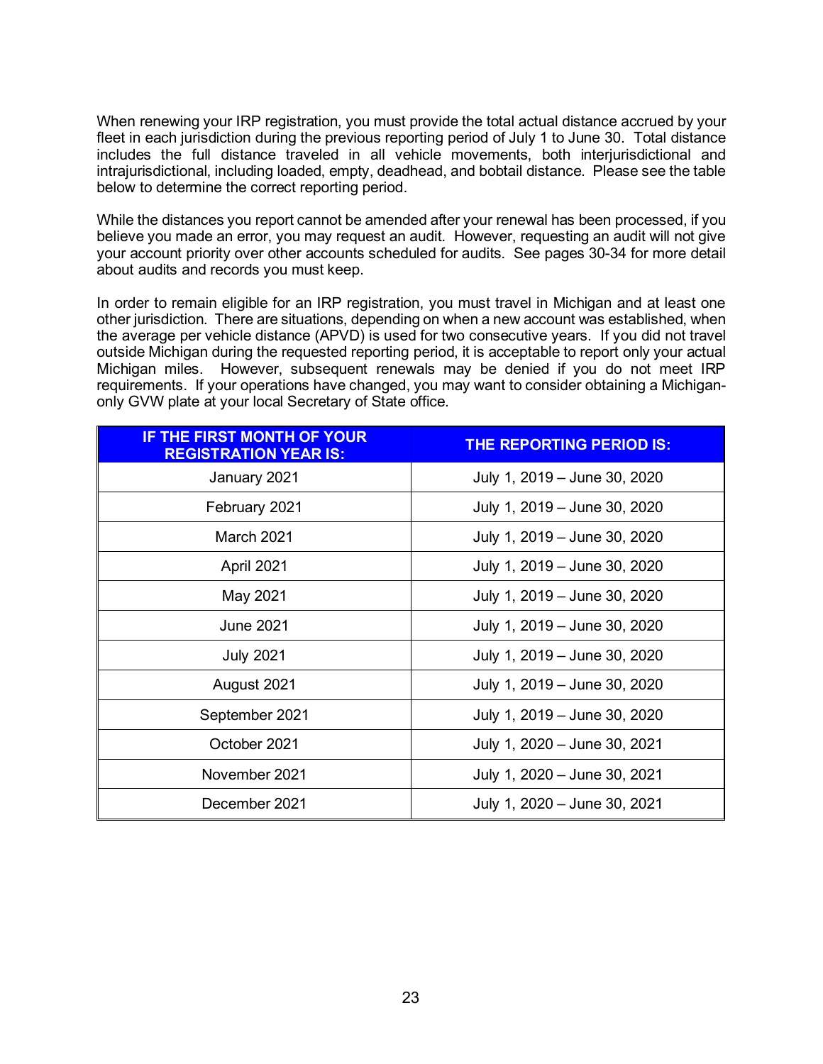When renewing your IRP registration, you must provide the total actual distance accrued by your fleet in each jurisdiction during the previous reporting period of July 1 to June 30. Total distance includes the full distance traveled in all vehicle movements, both interjurisdictional and intrajurisdictional, including loaded, empty, deadhead, and bobtail distance. Please see the table below to determine the correct reporting period.

While the distances you report cannot be amended after your renewal has been processed, if you believe you made an error, you may request an audit. However, requesting an audit will not give your account priority over other accounts scheduled for audits. See pages 30-34 for more detail about audits and records you must keep.

In order to remain eligible for an IRP registration, you must travel in Michigan and at least one other jurisdiction. There are situations, depending on when a new account was established, when the average per vehicle distance (APVD) is used for two consecutive years. If you did not travel outside Michigan during the requested reporting period, it is acceptable to report only your actual Michigan miles. However, subsequent renewals may be denied if you do not meet IRP requirements. If your operations have changed, you may want to consider obtaining a Michigan-only GVW plate at your local Secretary of State office.

| IF THE FIRST MONTH OF YOUR REGISTRATION YEAR IS: | THE REPORTING PERIOD IS: |
|---|---|
| January 2021 | July 1, 2019 – June 30, 2020 |
| February 2021 | July 1, 2019 – June 30, 2020 |
| March 2021 | July 1, 2019 – June 30, 2020 |
| April 2021 | July 1, 2019 – June 30, 2020 |
| May 2021 | July 1, 2019 – June 30, 2020 |
| June 2021 | July 1, 2019 – June 30, 2020 |
| July 2021 | July 1, 2019 – June 30, 2020 |
| August 2021 | July 1, 2019 – June 30, 2020 |
| September 2021 | July 1, 2019 – June 30, 2020 |
| October 2021 | July 1, 2020 – June 30, 2021 |
| November 2021 | July 1, 2020 – June 30, 2021 |
| December 2021 | July 1, 2020 – June 30, 2021 |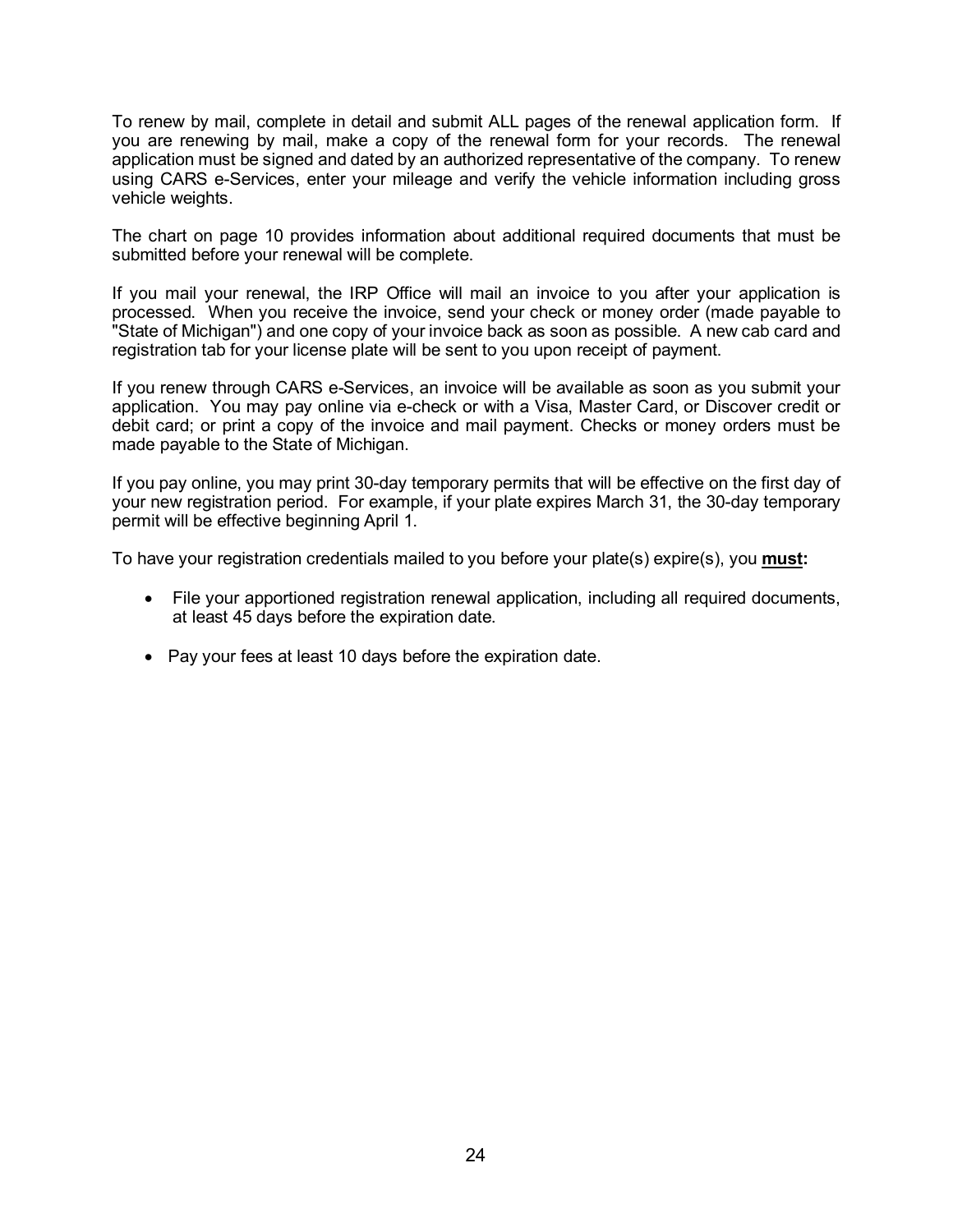To renew by mail, complete in detail and submit ALL pages of the renewal application form. If you are renewing by mail, make a copy of the renewal form for your records. The renewal application must be signed and dated by an authorized representative of the company. To renew using CARS e-Services, enter your mileage and verify the vehicle information including gross vehicle weights.

The chart on page 10 provides information about additional required documents that must be submitted before your renewal will be complete.

If you mail your renewal, the IRP Office will mail an invoice to you after your application is processed. When you receive the invoice, send your check or money order (made payable to "State of Michigan") and one copy of your invoice back as soon as possible. A new cab card and registration tab for your license plate will be sent to you upon receipt of payment.

If you renew through CARS e-Services, an invoice will be available as soon as you submit your application. You may pay online via e-check or with a Visa, Master Card, or Discover credit or debit card; or print a copy of the invoice and mail payment. Checks or money orders must be made payable to the State of Michigan.

If you pay online, you may print 30-day temporary permits that will be effective on the first day of your new registration period. For example, if your plate expires March 31, the 30-day temporary permit will be effective beginning April 1.

To have your registration credentials mailed to you before your plate(s) expire(s), you **must:**

- File your apportioned registration renewal application, including all required documents, at least 45 days before the expiration date.
- Pay your fees at least 10 days before the expiration date.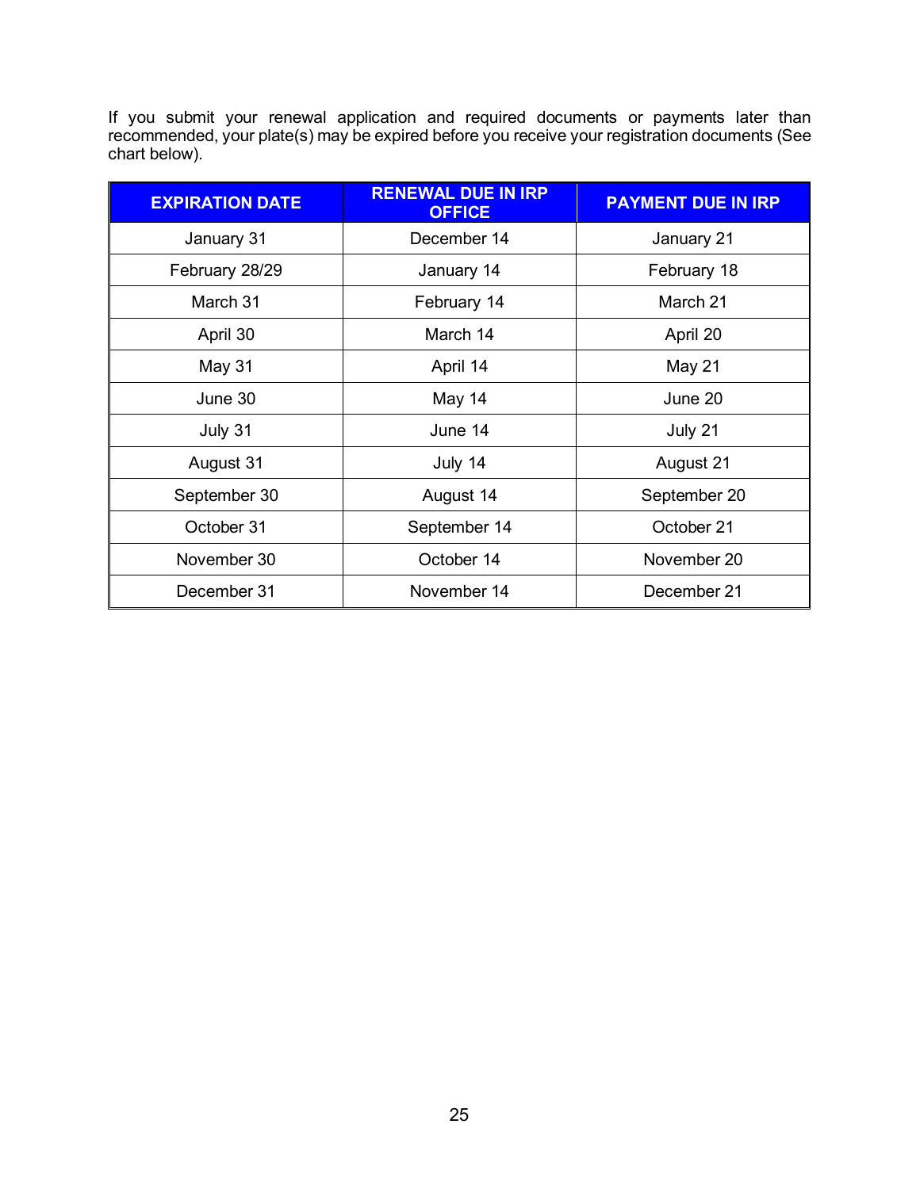If you submit your renewal application and required documents or payments later than recommended, your plate(s) may be expired before you receive your registration documents (See chart below).

| EXPIRATION DATE | RENEWAL DUE IN IRP OFFICE | PAYMENT DUE IN IRP |
|---|---|---|
| January 31 | December 14 | January 21 |
| February 28/29 | January 14 | February 18 |
| March 31 | February 14 | March 21 |
| April 30 | March 14 | April 20 |
| May 31 | April 14 | May 21 |
| June 30 | May 14 | June 20 |
| July 31 | June 14 | July 21 |
| August 31 | July 14 | August 21 |
| September 30 | August 14 | September 20 |
| October 31 | September 14 | October 21 |
| November 30 | October 14 | November 20 |
| December 31 | November 14 | December 21 |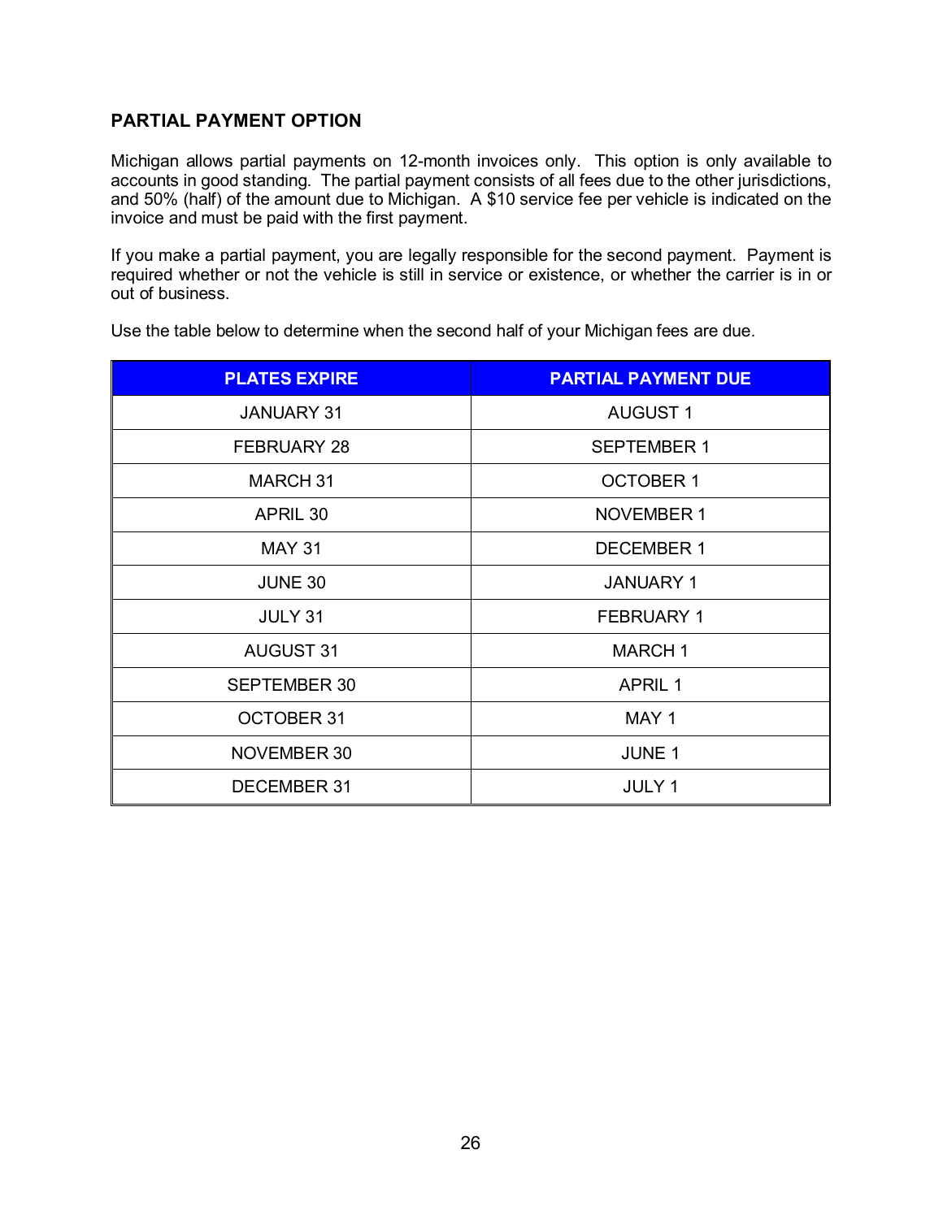## PARTIAL PAYMENT OPTION

Michigan allows partial payments on 12-month invoices only. This option is only available to accounts in good standing. The partial payment consists of all fees due to the other jurisdictions, and 50% (half) of the amount due to Michigan. A $10 service fee per vehicle is indicated on the invoice and must be paid with the first payment.

If you make a partial payment, you are legally responsible for the second payment. Payment is required whether or not the vehicle is still in service or existence, or whether the carrier is in or out of business.

Use the table below to determine when the second half of your Michigan fees are due.

| PLATES EXPIRE | PARTIAL PAYMENT DUE |
|---|---|
| JANUARY 31 | AUGUST 1 |
| FEBRUARY 28 | SEPTEMBER 1 |
| MARCH 31 | OCTOBER 1 |
| APRIL 30 | NOVEMBER 1 |
| MAY 31 | DECEMBER 1 |
| JUNE 30 | JANUARY 1 |
| JULY 31 | FEBRUARY 1 |
| AUGUST 31 | MARCH 1 |
| SEPTEMBER 30 | APRIL 1 |
| OCTOBER 31 | MAY 1 |
| NOVEMBER 30 | JUNE 1 |
| DECEMBER 31 | JULY 1 |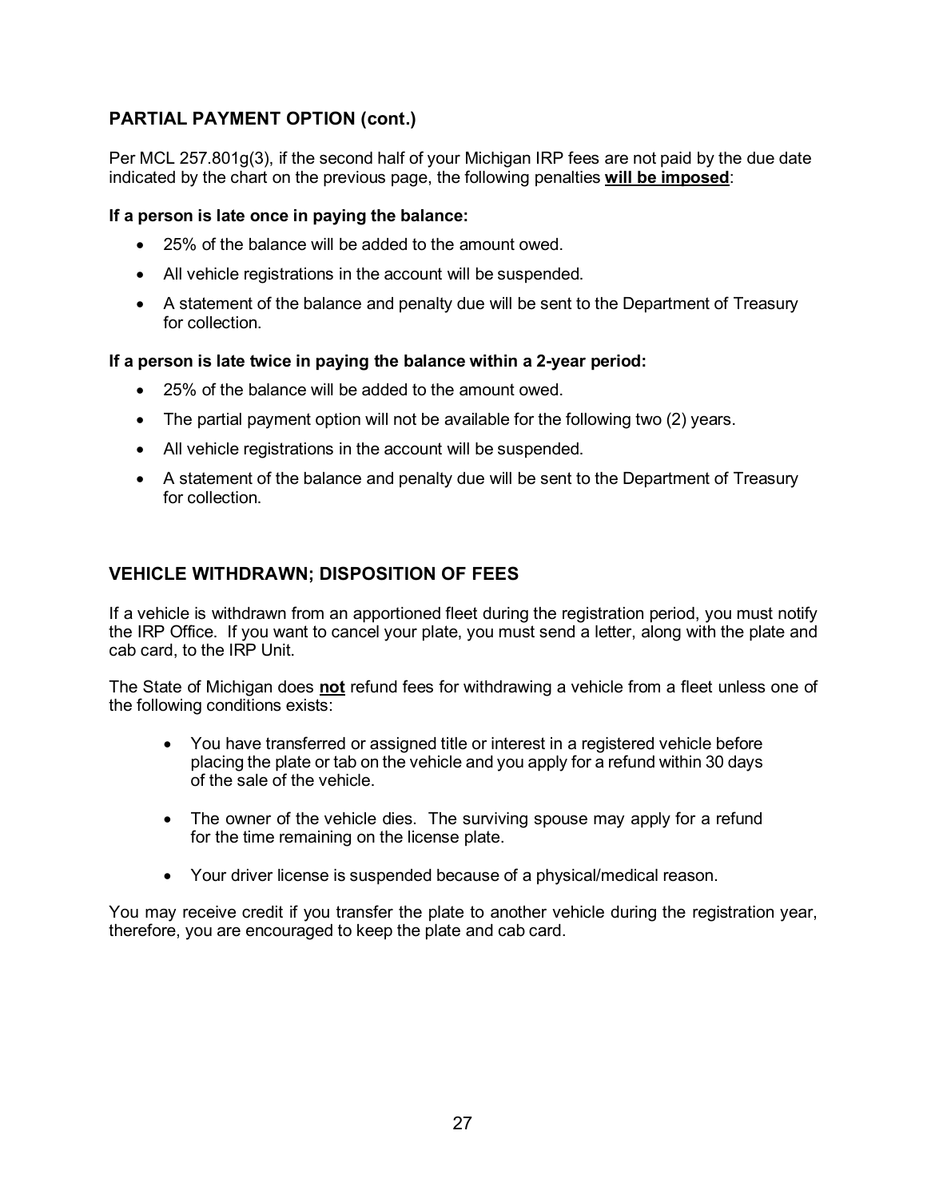## PARTIAL PAYMENT OPTION (cont.)

Per MCL 257.801g(3), if the second half of your Michigan IRP fees are not paid by the due date indicated by the chart on the previous page, the following penalties **will be imposed**:

**If a person is late once in paying the balance:**

- 25% of the balance will be added to the amount owed.
- All vehicle registrations in the account will be suspended.
- A statement of the balance and penalty due will be sent to the Department of Treasury for collection.

**If a person is late twice in paying the balance within a 2-year period:**

- 25% of the balance will be added to the amount owed.
- The partial payment option will not be available for the following two (2) years.
- All vehicle registrations in the account will be suspended.
- A statement of the balance and penalty due will be sent to the Department of Treasury for collection.

## VEHICLE WITHDRAWN; DISPOSITION OF FEES

If a vehicle is withdrawn from an apportioned fleet during the registration period, you must notify the IRP Office. If you want to cancel your plate, you must send a letter, along with the plate and cab card, to the IRP Unit.

The State of Michigan does **not** refund fees for withdrawing a vehicle from a fleet unless one of the following conditions exists:

- You have transferred or assigned title or interest in a registered vehicle before placing the plate or tab on the vehicle and you apply for a refund within 30 days of the sale of the vehicle.
- The owner of the vehicle dies. The surviving spouse may apply for a refund for the time remaining on the license plate.
- Your driver license is suspended because of a physical/medical reason.

You may receive credit if you transfer the plate to another vehicle during the registration year, therefore, you are encouraged to keep the plate and cab card.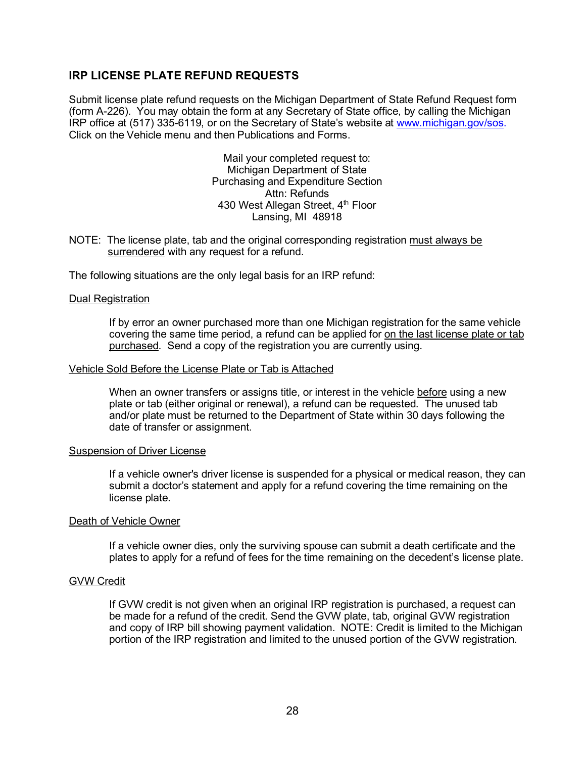## IRP LICENSE PLATE REFUND REQUESTS

Submit license plate refund requests on the Michigan Department of State Refund Request form (form A-226). You may obtain the form at any Secretary of State office, by calling the Michigan IRP office at (517) 335-6119, or on the Secretary of State's website at [www.michigan.gov/sos](www.michigan.gov/sos). Click on the Vehicle menu and then Publications and Forms.

Mail your completed request to:
Michigan Department of State
Purchasing and Expenditure Section
Attn: Refunds
430 West Allegan Street, 4th Floor
Lansing, MI 48918

NOTE: The license plate, tab and the original corresponding registration <u>must always be surrendered</u> with any request for a refund.

The following situations are the only legal basis for an IRP refund:

<u>Dual Registration</u>

If by error an owner purchased more than one Michigan registration for the same vehicle covering the same time period, a refund can be applied for <u>on the last license plate or tab purchased</u>. Send a copy of the registration you are currently using.

<u>Vehicle Sold Before the License Plate or Tab is Attached</u>

When an owner transfers or assigns title, or interest in the vehicle <u>before</u> using a new plate or tab (either original or renewal), a refund can be requested. The unused tab and/or plate must be returned to the Department of State within 30 days following the date of transfer or assignment.

<u>Suspension of Driver License</u>

If a vehicle owner's driver license is suspended for a physical or medical reason, they can submit a doctor's statement and apply for a refund covering the time remaining on the license plate.

<u>Death of Vehicle Owner</u>

If a vehicle owner dies, only the surviving spouse can submit a death certificate and the plates to apply for a refund of fees for the time remaining on the decedent's license plate.

<u>GVW Credit</u>

If GVW credit is not given when an original IRP registration is purchased, a request can be made for a refund of the credit. Send the GVW plate, tab, original GVW registration and copy of IRP bill showing payment validation. NOTE: Credit is limited to the Michigan portion of the IRP registration and limited to the unused portion of the GVW registration.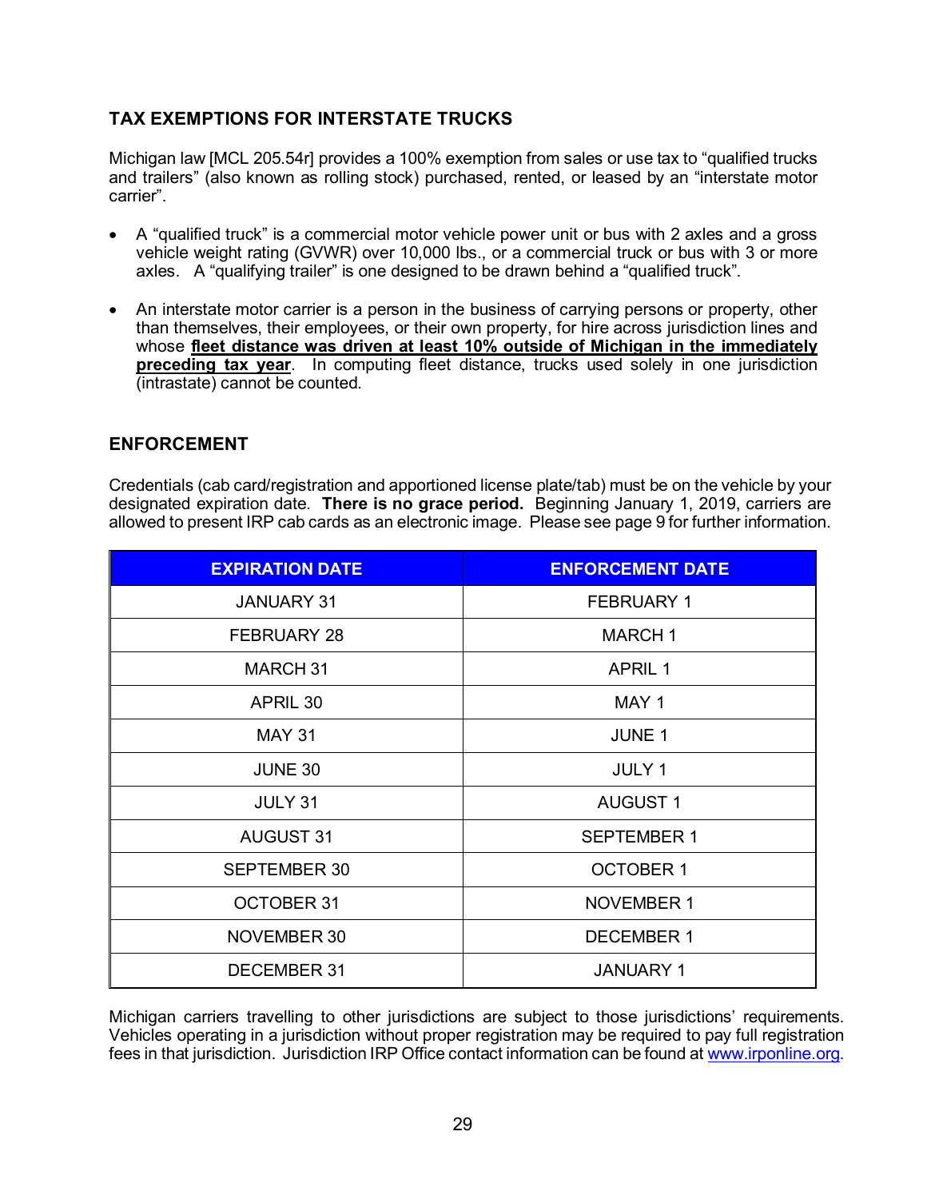## TAX EXEMPTIONS FOR INTERSTATE TRUCKS

Michigan law [MCL 205.54r] provides a 100% exemption from sales or use tax to "qualified trucks and trailers" (also known as rolling stock) purchased, rented, or leased by an "interstate motor carrier".

- A "qualified truck" is a commercial motor vehicle power unit or bus with 2 axles and a gross vehicle weight rating (GVWR) over 10,000 lbs., or a commercial truck or bus with 3 or more axles. A "qualifying trailer" is one designed to be drawn behind a "qualified truck".
- An interstate motor carrier is a person in the business of carrying persons or property, other than themselves, their employees, or their own property, for hire across jurisdiction lines and whose **fleet distance was driven at least 10% outside of Michigan in the immediately preceding tax year**. In computing fleet distance, trucks used solely in one jurisdiction (intrastate) cannot be counted.

## ENFORCEMENT

Credentials (cab card/registration and apportioned license plate/tab) must be on the vehicle by your designated expiration date. **There is no grace period.** Beginning January 1, 2019, carriers are allowed to present IRP cab cards as an electronic image. Please see page 9 for further information.

| EXPIRATION DATE | ENFORCEMENT DATE |
| --- | --- |
| JANUARY 31 | FEBRUARY 1 |
| FEBRUARY 28 | MARCH 1 |
| MARCH 31 | APRIL 1 |
| APRIL 30 | MAY 1 |
| MAY 31 | JUNE 1 |
| JUNE 30 | JULY 1 |
| JULY 31 | AUGUST 1 |
| AUGUST 31 | SEPTEMBER 1 |
| SEPTEMBER 30 | OCTOBER 1 |
| OCTOBER 31 | NOVEMBER 1 |
| NOVEMBER 30 | DECEMBER 1 |
| DECEMBER 31 | JANUARY 1 |

Michigan carriers travelling to other jurisdictions are subject to those jurisdictions' requirements. Vehicles operating in a jurisdiction without proper registration may be required to pay full registration fees in that jurisdiction. Jurisdiction IRP Office contact information can be found at www.irponline.org.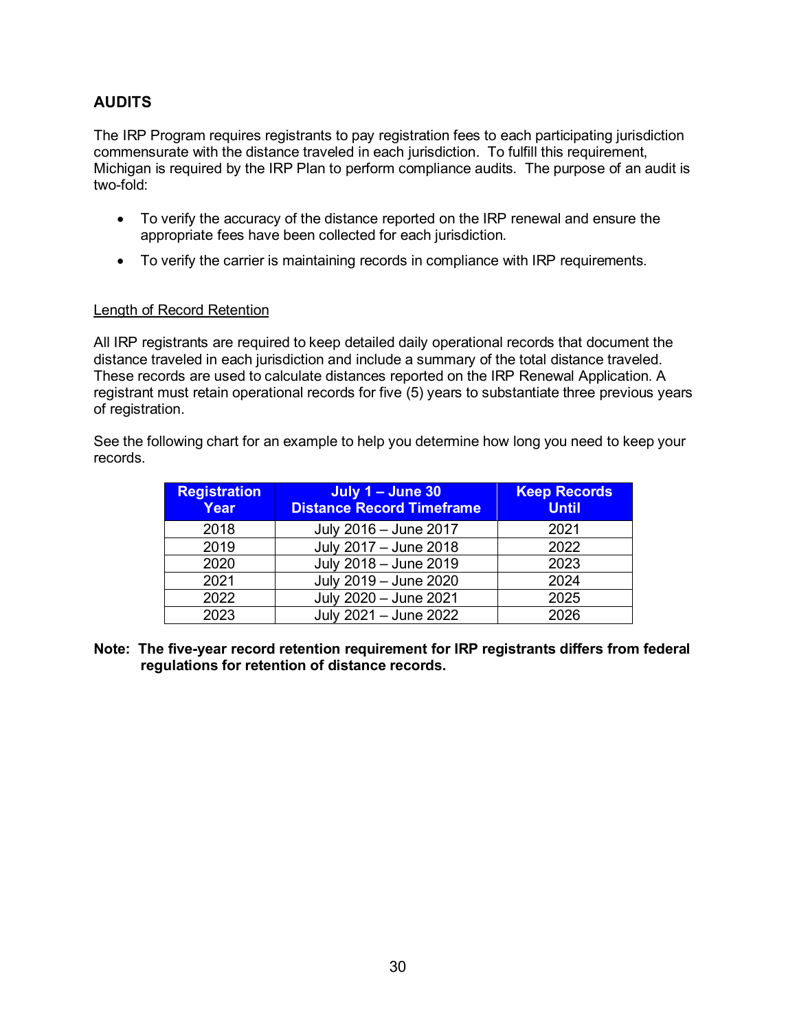## AUDITS

The IRP Program requires registrants to pay registration fees to each participating jurisdiction commensurate with the distance traveled in each jurisdiction. To fulfill this requirement, Michigan is required by the IRP Plan to perform compliance audits. The purpose of an audit is two-fold:

- To verify the accuracy of the distance reported on the IRP renewal and ensure the appropriate fees have been collected for each jurisdiction.
- To verify the carrier is maintaining records in compliance with IRP requirements.

<u>Length of Record Retention</u>

All IRP registrants are required to keep detailed daily operational records that document the distance traveled in each jurisdiction and include a summary of the total distance traveled. These records are used to calculate distances reported on the IRP Renewal Application. A registrant must retain operational records for five (5) years to substantiate three previous years of registration.

See the following chart for an example to help you determine how long you need to keep your records.

| Registration Year | July 1 – June 30 Distance Record Timeframe | Keep Records Until |
|---|---|---|
| 2018 | July 2016 – June 2017 | 2021 |
| 2019 | July 2017 – June 2018 | 2022 |
| 2020 | July 2018 – June 2019 | 2023 |
| 2021 | July 2019 – June 2020 | 2024 |
| 2022 | July 2020 – June 2021 | 2025 |
| 2023 | July 2021 – June 2022 | 2026 |

**Note: The five-year record retention requirement for IRP registrants differs from federal regulations for retention of distance records.**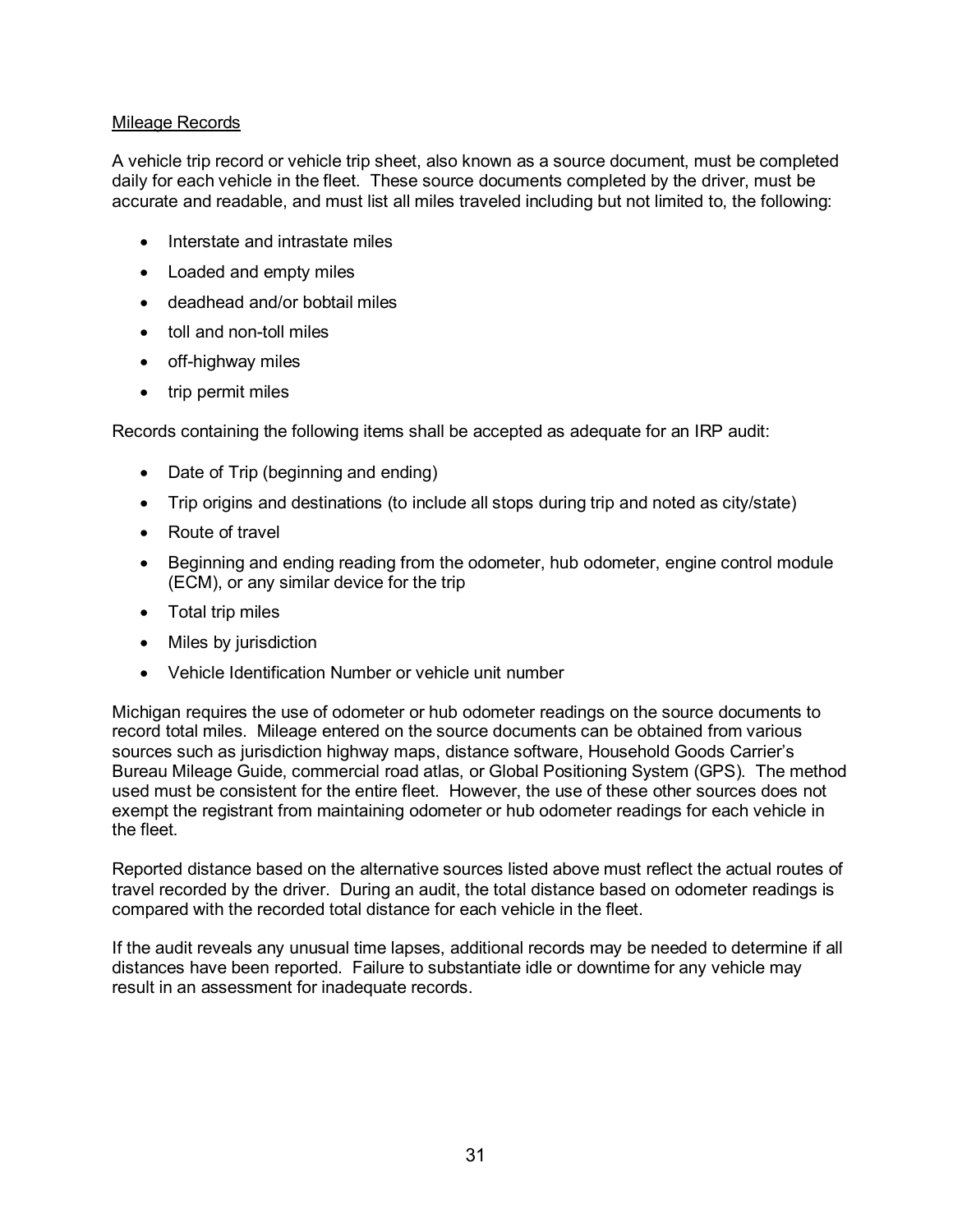## Mileage Records

A vehicle trip record or vehicle trip sheet, also known as a source document, must be completed daily for each vehicle in the fleet. These source documents completed by the driver, must be accurate and readable, and must list all miles traveled including but not limited to, the following:

- Interstate and intrastate miles
- Loaded and empty miles
- deadhead and/or bobtail miles
- toll and non-toll miles
- off-highway miles
- trip permit miles

Records containing the following items shall be accepted as adequate for an IRP audit:

- Date of Trip (beginning and ending)
- Trip origins and destinations (to include all stops during trip and noted as city/state)
- Route of travel
- Beginning and ending reading from the odometer, hub odometer, engine control module (ECM), or any similar device for the trip
- Total trip miles
- Miles by jurisdiction
- Vehicle Identification Number or vehicle unit number

Michigan requires the use of odometer or hub odometer readings on the source documents to record total miles. Mileage entered on the source documents can be obtained from various sources such as jurisdiction highway maps, distance software, Household Goods Carrier's Bureau Mileage Guide, commercial road atlas, or Global Positioning System (GPS). The method used must be consistent for the entire fleet. However, the use of these other sources does not exempt the registrant from maintaining odometer or hub odometer readings for each vehicle in the fleet.

Reported distance based on the alternative sources listed above must reflect the actual routes of travel recorded by the driver. During an audit, the total distance based on odometer readings is compared with the recorded total distance for each vehicle in the fleet.

If the audit reveals any unusual time lapses, additional records may be needed to determine if all distances have been reported. Failure to substantiate idle or downtime for any vehicle may result in an assessment for inadequate records.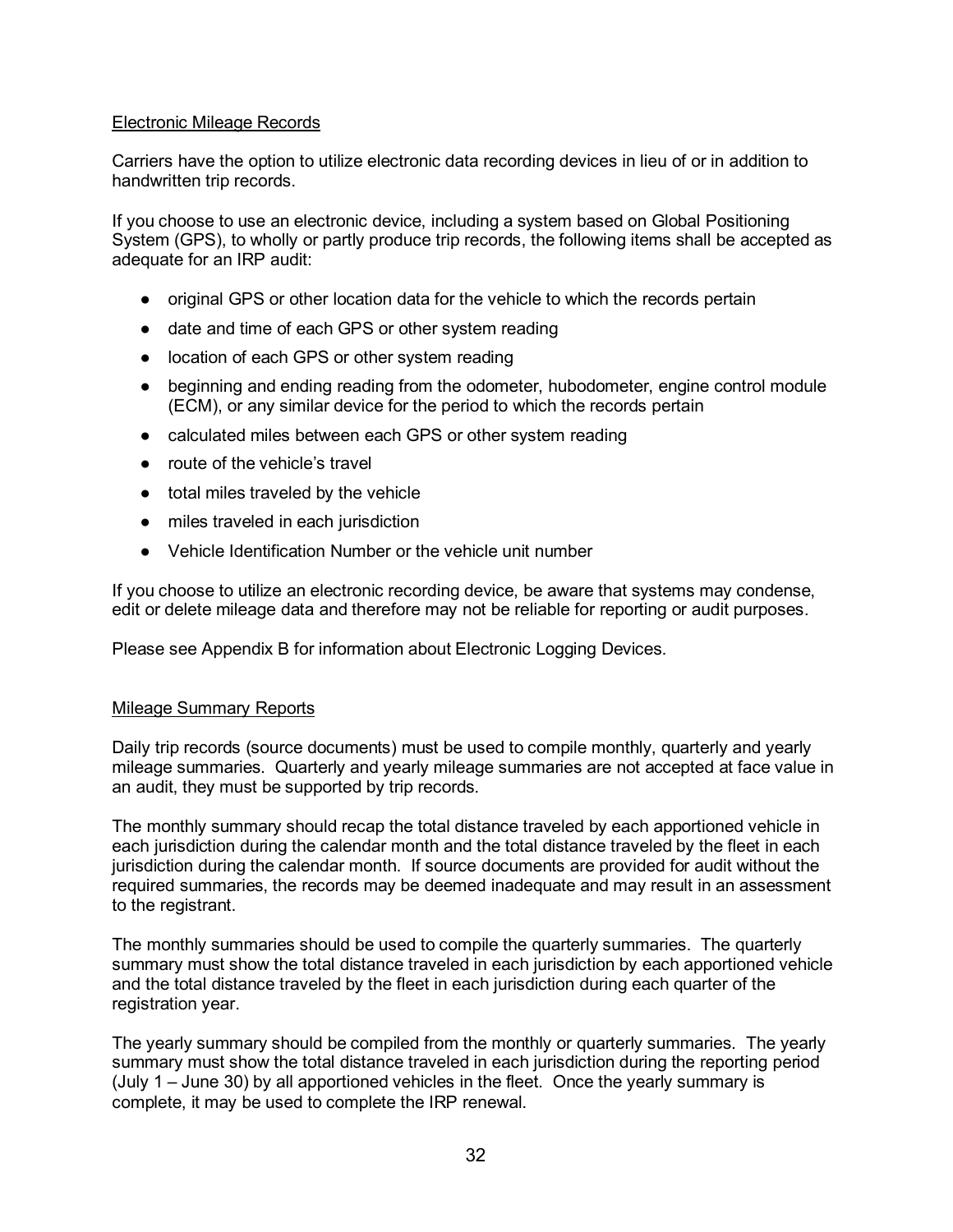## Electronic Mileage Records

Carriers have the option to utilize electronic data recording devices in lieu of or in addition to handwritten trip records.

If you choose to use an electronic device, including a system based on Global Positioning System (GPS), to wholly or partly produce trip records, the following items shall be accepted as adequate for an IRP audit:

- original GPS or other location data for the vehicle to which the records pertain
- date and time of each GPS or other system reading
- location of each GPS or other system reading
- beginning and ending reading from the odometer, hubodometer, engine control module (ECM), or any similar device for the period to which the records pertain
- calculated miles between each GPS or other system reading
- route of the vehicle's travel
- total miles traveled by the vehicle
- miles traveled in each jurisdiction
- Vehicle Identification Number or the vehicle unit number

If you choose to utilize an electronic recording device, be aware that systems may condense, edit or delete mileage data and therefore may not be reliable for reporting or audit purposes.

Please see Appendix B for information about Electronic Logging Devices.

## Mileage Summary Reports

Daily trip records (source documents) must be used to compile monthly, quarterly and yearly mileage summaries. Quarterly and yearly mileage summaries are not accepted at face value in an audit, they must be supported by trip records.

The monthly summary should recap the total distance traveled by each apportioned vehicle in each jurisdiction during the calendar month and the total distance traveled by the fleet in each jurisdiction during the calendar month. If source documents are provided for audit without the required summaries, the records may be deemed inadequate and may result in an assessment to the registrant.

The monthly summaries should be used to compile the quarterly summaries. The quarterly summary must show the total distance traveled in each jurisdiction by each apportioned vehicle and the total distance traveled by the fleet in each jurisdiction during each quarter of the registration year.

The yearly summary should be compiled from the monthly or quarterly summaries. The yearly summary must show the total distance traveled in each jurisdiction during the reporting period (July 1 – June 30) by all apportioned vehicles in the fleet. Once the yearly summary is complete, it may be used to complete the IRP renewal.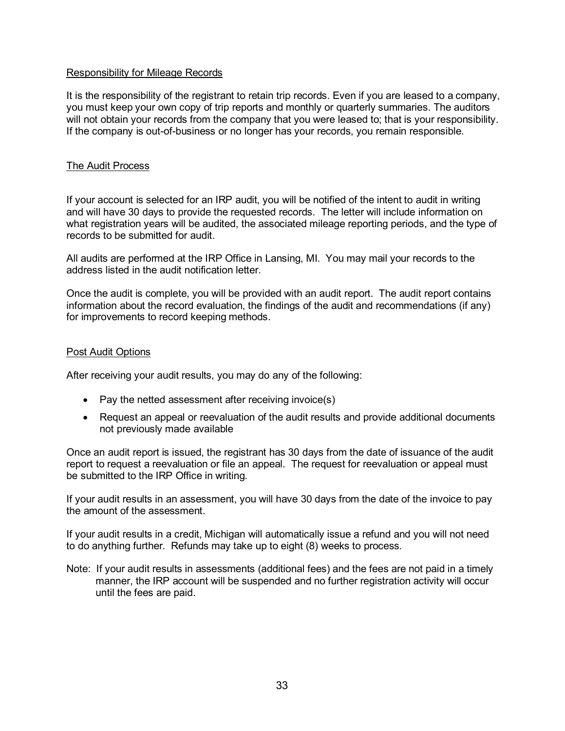## Responsibility for Mileage Records

It is the responsibility of the registrant to retain trip records. Even if you are leased to a company, you must keep your own copy of trip reports and monthly or quarterly summaries. The auditors will not obtain your records from the company that you were leased to; that is your responsibility. If the company is out-of-business or no longer has your records, you remain responsible.

## The Audit Process

If your account is selected for an IRP audit, you will be notified of the intent to audit in writing and will have 30 days to provide the requested records. The letter will include information on what registration years will be audited, the associated mileage reporting periods, and the type of records to be submitted for audit.

All audits are performed at the IRP Office in Lansing, MI. You may mail your records to the address listed in the audit notification letter.

Once the audit is complete, you will be provided with an audit report. The audit report contains information about the record evaluation, the findings of the audit and recommendations (if any) for improvements to record keeping methods.

## Post Audit Options

After receiving your audit results, you may do any of the following:

- Pay the netted assessment after receiving invoice(s)
- Request an appeal or reevaluation of the audit results and provide additional documents not previously made available

Once an audit report is issued, the registrant has 30 days from the date of issuance of the audit report to request a reevaluation or file an appeal. The request for reevaluation or appeal must be submitted to the IRP Office in writing.

If your audit results in an assessment, you will have 30 days from the date of the invoice to pay the amount of the assessment.

If your audit results in a credit, Michigan will automatically issue a refund and you will not need to do anything further. Refunds may take up to eight (8) weeks to process.

Note: If your audit results in assessments (additional fees) and the fees are not paid in a timely manner, the IRP account will be suspended and no further registration activity will occur until the fees are paid.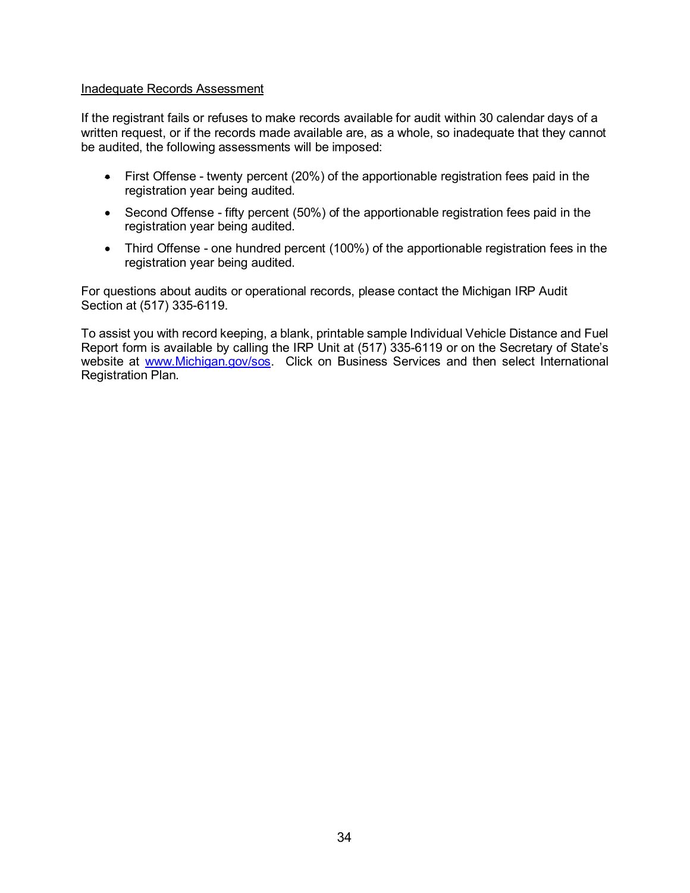<u>Inadequate Records Assessment</u>

If the registrant fails or refuses to make records available for audit within 30 calendar days of a written request, or if the records made available are, as a whole, so inadequate that they cannot be audited, the following assessments will be imposed:

- First Offense - twenty percent (20%) of the apportionable registration fees paid in the registration year being audited.
- Second Offense - fifty percent (50%) of the apportionable registration fees paid in the registration year being audited.
- Third Offense - one hundred percent (100%) of the apportionable registration fees in the registration year being audited.

For questions about audits or operational records, please contact the Michigan IRP Audit Section at (517) 335-6119.

To assist you with record keeping, a blank, printable sample Individual Vehicle Distance and Fuel Report form is available by calling the IRP Unit at (517) 335-6119 or on the Secretary of State's website at [www.Michigan.gov/sos](http://www.Michigan.gov/sos). Click on Business Services and then select International Registration Plan.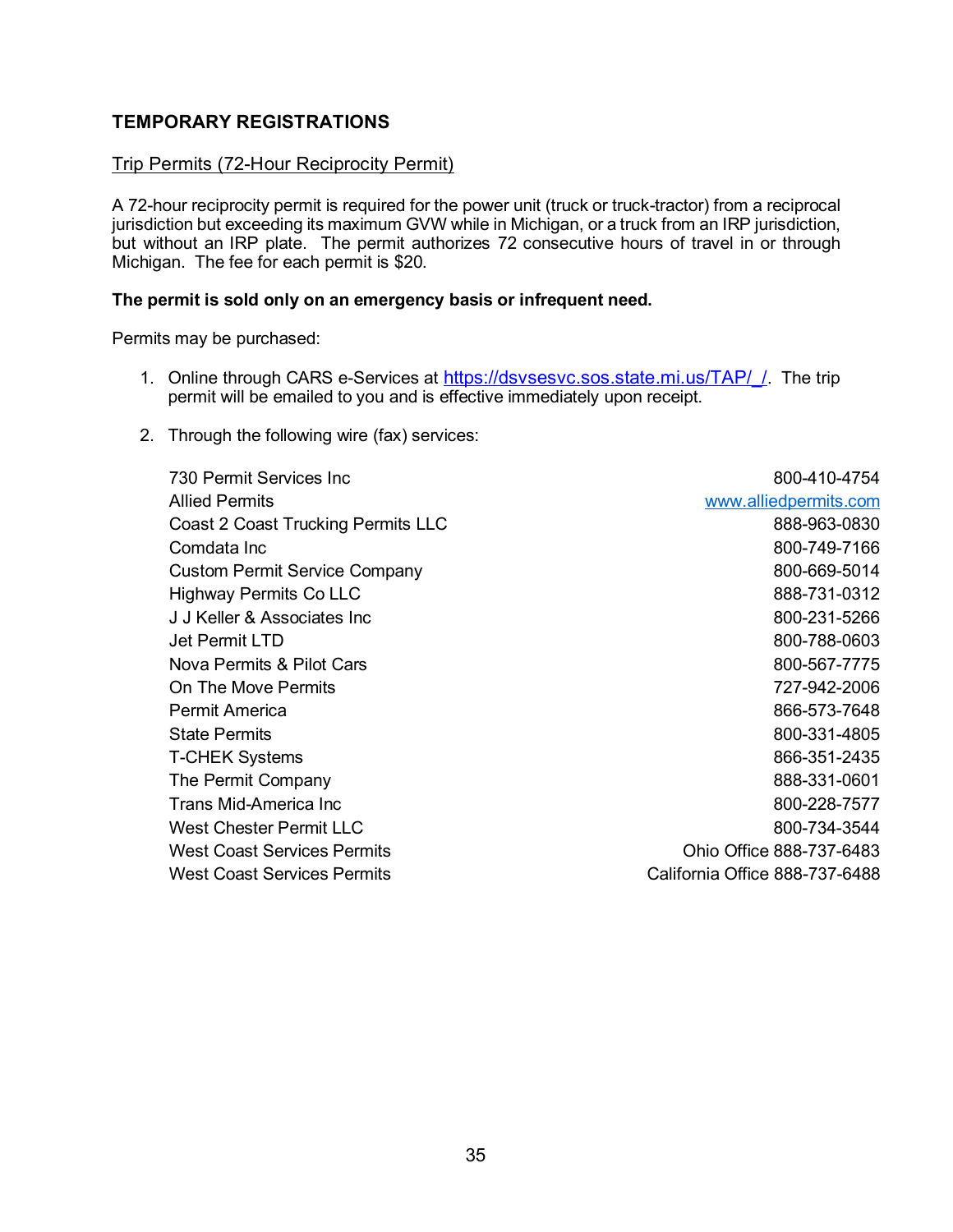## TEMPORARY REGISTRATIONS

### Trip Permits (72-Hour Reciprocity Permit)

A 72-hour reciprocity permit is required for the power unit (truck or truck-tractor) from a reciprocal jurisdiction but exceeding its maximum GVW while in Michigan, or a truck from an IRP jurisdiction, but without an IRP plate. The permit authorizes 72 consecutive hours of travel in or through Michigan. The fee for each permit is $20.

**The permit is sold only on an emergency basis or infrequent need.**

Permits may be purchased:

1. Online through CARS e-Services at [https://dsvsesvc.sos.state.mi.us/TAP/_/](https://dsvsesvc.sos.state.mi.us/TAP/_/). The trip permit will be emailed to you and is effective immediately upon receipt.

2. Through the following wire (fax) services:

| | |
|---|---|
| 730 Permit Services Inc | 800-410-4754 |
| Allied Permits | [www.alliedpermits.com](http://www.alliedpermits.com) |
| Coast 2 Coast Trucking Permits LLC | 888-963-0830 |
| Comdata Inc | 800-749-7166 |
| Custom Permit Service Company | 800-669-5014 |
| Highway Permits Co LLC | 888-731-0312 |
| J J Keller & Associates Inc | 800-231-5266 |
| Jet Permit LTD | 800-788-0603 |
| Nova Permits & Pilot Cars | 800-567-7775 |
| On The Move Permits | 727-942-2006 |
| Permit America | 866-573-7648 |
| State Permits | 800-331-4805 |
| T-CHEK Systems | 866-351-2435 |
| The Permit Company | 888-331-0601 |
| Trans Mid-America Inc | 800-228-7577 |
| West Chester Permit LLC | 800-734-3544 |
| West Coast Services Permits | Ohio Office 888-737-6483 |
| West Coast Services Permits | California Office 888-737-6488 |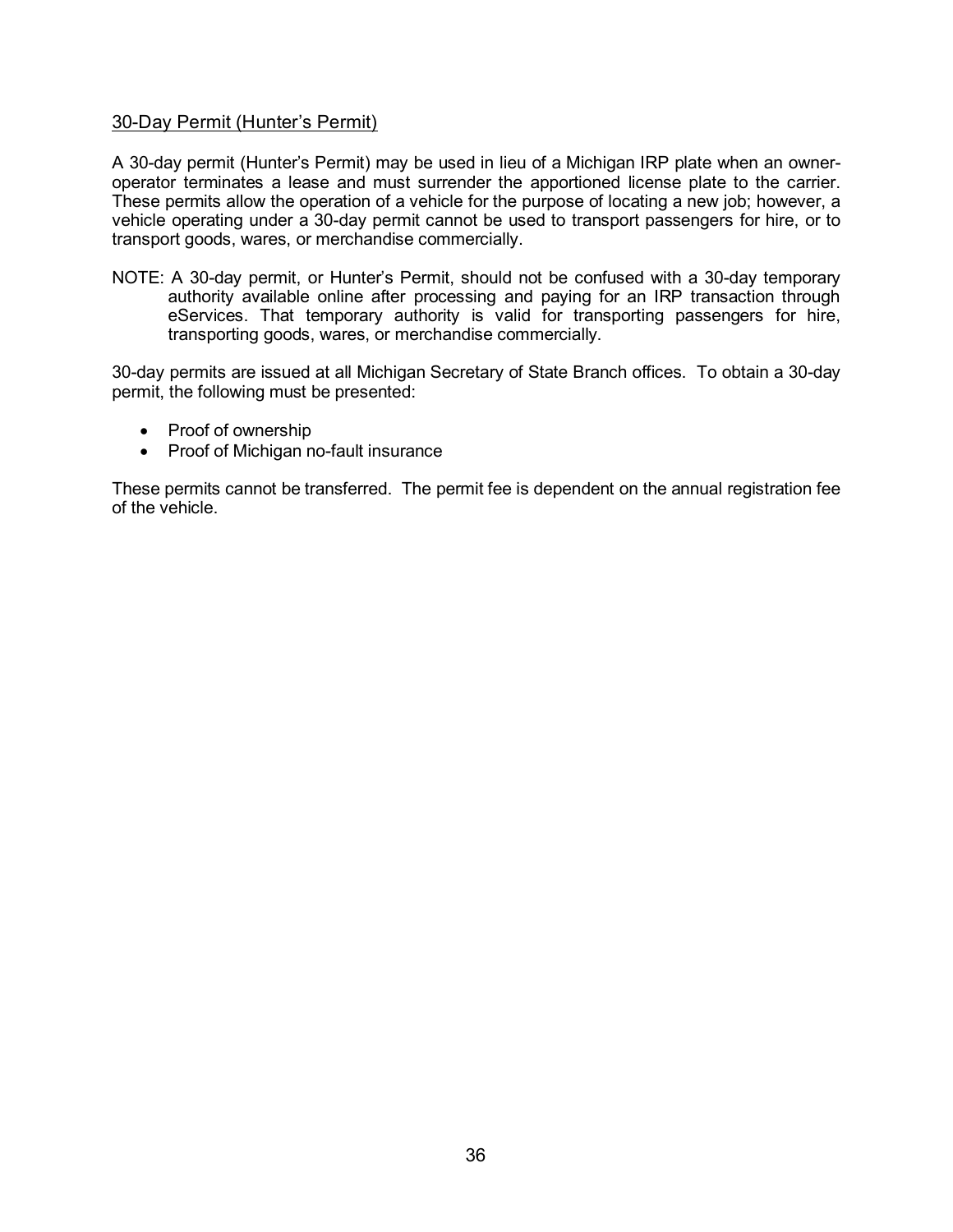## 30-Day Permit (Hunter's Permit)

A 30-day permit (Hunter's Permit) may be used in lieu of a Michigan IRP plate when an owner-operator terminates a lease and must surrender the apportioned license plate to the carrier. These permits allow the operation of a vehicle for the purpose of locating a new job; however, a vehicle operating under a 30-day permit cannot be used to transport passengers for hire, or to transport goods, wares, or merchandise commercially.

NOTE: A 30-day permit, or Hunter's Permit, should not be confused with a 30-day temporary authority available online after processing and paying for an IRP transaction through eServices. That temporary authority is valid for transporting passengers for hire, transporting goods, wares, or merchandise commercially.

30-day permits are issued at all Michigan Secretary of State Branch offices. To obtain a 30-day permit, the following must be presented:

- Proof of ownership
- Proof of Michigan no-fault insurance

These permits cannot be transferred. The permit fee is dependent on the annual registration fee of the vehicle.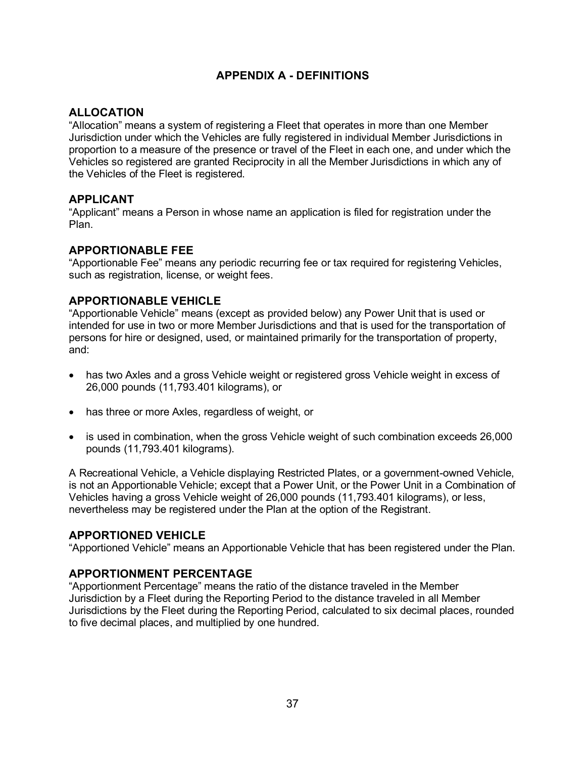# APPENDIX A - DEFINITIONS

## ALLOCATION

"Allocation" means a system of registering a Fleet that operates in more than one Member Jurisdiction under which the Vehicles are fully registered in individual Member Jurisdictions in proportion to a measure of the presence or travel of the Fleet in each one, and under which the Vehicles so registered are granted Reciprocity in all the Member Jurisdictions in which any of the Vehicles of the Fleet is registered.

## APPLICANT

"Applicant" means a Person in whose name an application is filed for registration under the Plan.

## APPORTIONABLE FEE

"Apportionable Fee" means any periodic recurring fee or tax required for registering Vehicles, such as registration, license, or weight fees.

## APPORTIONABLE VEHICLE

"Apportionable Vehicle" means (except as provided below) any Power Unit that is used or intended for use in two or more Member Jurisdictions and that is used for the transportation of persons for hire or designed, used, or maintained primarily for the transportation of property, and:

- has two Axles and a gross Vehicle weight or registered gross Vehicle weight in excess of 26,000 pounds (11,793.401 kilograms), or
- has three or more Axles, regardless of weight, or
- is used in combination, when the gross Vehicle weight of such combination exceeds 26,000 pounds (11,793.401 kilograms).

A Recreational Vehicle, a Vehicle displaying Restricted Plates, or a government-owned Vehicle, is not an Apportionable Vehicle; except that a Power Unit, or the Power Unit in a Combination of Vehicles having a gross Vehicle weight of 26,000 pounds (11,793.401 kilograms), or less, nevertheless may be registered under the Plan at the option of the Registrant.

## APPORTIONED VEHICLE

"Apportioned Vehicle" means an Apportionable Vehicle that has been registered under the Plan.

## APPORTIONMENT PERCENTAGE

"Apportionment Percentage" means the ratio of the distance traveled in the Member Jurisdiction by a Fleet during the Reporting Period to the distance traveled in all Member Jurisdictions by the Fleet during the Reporting Period, calculated to six decimal places, rounded to five decimal places, and multiplied by one hundred.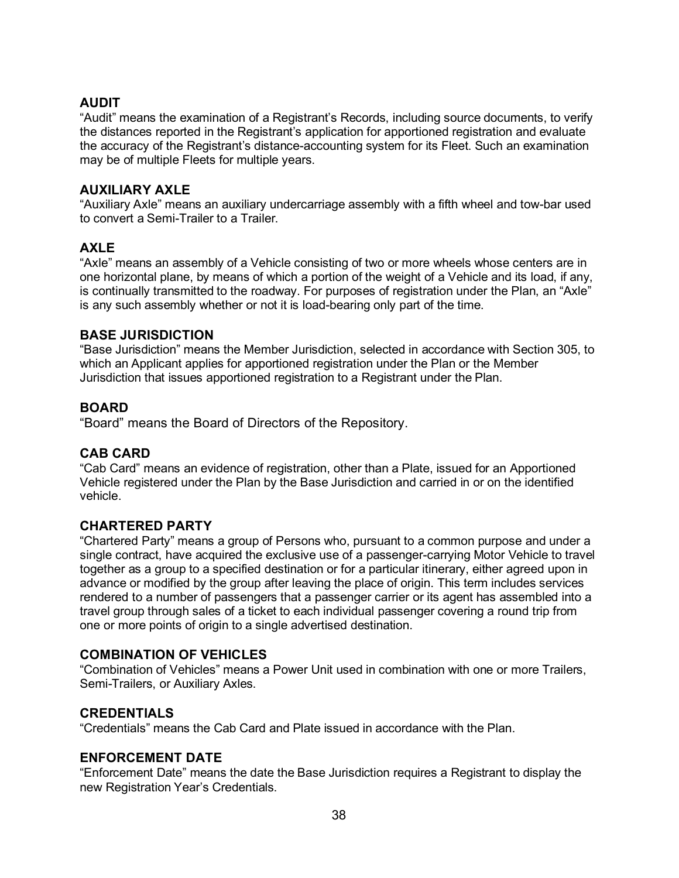### AUDIT

"Audit" means the examination of a Registrant's Records, including source documents, to verify the distances reported in the Registrant's application for apportioned registration and evaluate the accuracy of the Registrant's distance-accounting system for its Fleet. Such an examination may be of multiple Fleets for multiple years.

### AUXILIARY AXLE

"Auxiliary Axle" means an auxiliary undercarriage assembly with a fifth wheel and tow-bar used to convert a Semi-Trailer to a Trailer.

### AXLE

"Axle" means an assembly of a Vehicle consisting of two or more wheels whose centers are in one horizontal plane, by means of which a portion of the weight of a Vehicle and its load, if any, is continually transmitted to the roadway. For purposes of registration under the Plan, an "Axle" is any such assembly whether or not it is load-bearing only part of the time.

### BASE JURISDICTION

"Base Jurisdiction" means the Member Jurisdiction, selected in accordance with Section 305, to which an Applicant applies for apportioned registration under the Plan or the Member Jurisdiction that issues apportioned registration to a Registrant under the Plan.

### BOARD

"Board" means the Board of Directors of the Repository.

### CAB CARD

"Cab Card" means an evidence of registration, other than a Plate, issued for an Apportioned Vehicle registered under the Plan by the Base Jurisdiction and carried in or on the identified vehicle.

### CHARTERED PARTY

"Chartered Party" means a group of Persons who, pursuant to a common purpose and under a single contract, have acquired the exclusive use of a passenger-carrying Motor Vehicle to travel together as a group to a specified destination or for a particular itinerary, either agreed upon in advance or modified by the group after leaving the place of origin. This term includes services rendered to a number of passengers that a passenger carrier or its agent has assembled into a travel group through sales of a ticket to each individual passenger covering a round trip from one or more points of origin to a single advertised destination.

### COMBINATION OF VEHICLES

"Combination of Vehicles" means a Power Unit used in combination with one or more Trailers, Semi-Trailers, or Auxiliary Axles.

### CREDENTIALS

"Credentials" means the Cab Card and Plate issued in accordance with the Plan.

### ENFORCEMENT DATE

"Enforcement Date" means the date the Base Jurisdiction requires a Registrant to display the new Registration Year's Credentials.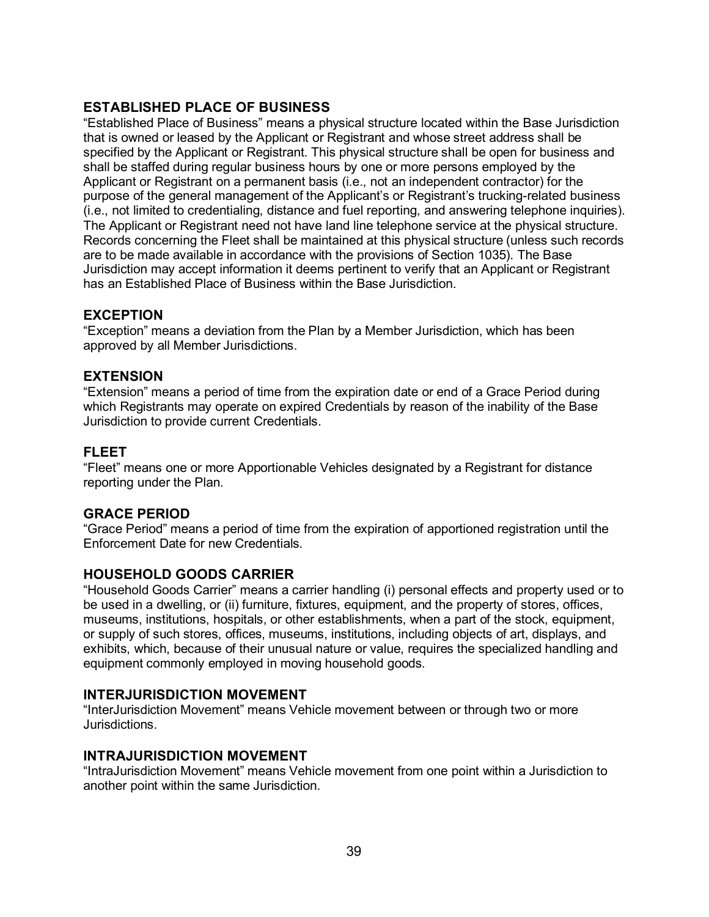### ESTABLISHED PLACE OF BUSINESS

"Established Place of Business" means a physical structure located within the Base Jurisdiction that is owned or leased by the Applicant or Registrant and whose street address shall be specified by the Applicant or Registrant. This physical structure shall be open for business and shall be staffed during regular business hours by one or more persons employed by the Applicant or Registrant on a permanent basis (i.e., not an independent contractor) for the purpose of the general management of the Applicant's or Registrant's trucking-related business (i.e., not limited to credentialing, distance and fuel reporting, and answering telephone inquiries). The Applicant or Registrant need not have land line telephone service at the physical structure. Records concerning the Fleet shall be maintained at this physical structure (unless such records are to be made available in accordance with the provisions of Section 1035). The Base Jurisdiction may accept information it deems pertinent to verify that an Applicant or Registrant has an Established Place of Business within the Base Jurisdiction.

### EXCEPTION

"Exception" means a deviation from the Plan by a Member Jurisdiction, which has been approved by all Member Jurisdictions.

### EXTENSION

"Extension" means a period of time from the expiration date or end of a Grace Period during which Registrants may operate on expired Credentials by reason of the inability of the Base Jurisdiction to provide current Credentials.

### FLEET

"Fleet" means one or more Apportionable Vehicles designated by a Registrant for distance reporting under the Plan.

### GRACE PERIOD

"Grace Period" means a period of time from the expiration of apportioned registration until the Enforcement Date for new Credentials.

### HOUSEHOLD GOODS CARRIER

"Household Goods Carrier" means a carrier handling (i) personal effects and property used or to be used in a dwelling, or (ii) furniture, fixtures, equipment, and the property of stores, offices, museums, institutions, hospitals, or other establishments, when a part of the stock, equipment, or supply of such stores, offices, museums, institutions, including objects of art, displays, and exhibits, which, because of their unusual nature or value, requires the specialized handling and equipment commonly employed in moving household goods.

### INTERJURISDICTION MOVEMENT

"InterJurisdiction Movement" means Vehicle movement between or through two or more Jurisdictions.

### INTRAJURISDICTION MOVEMENT

"IntraJurisdiction Movement" means Vehicle movement from one point within a Jurisdiction to another point within the same Jurisdiction.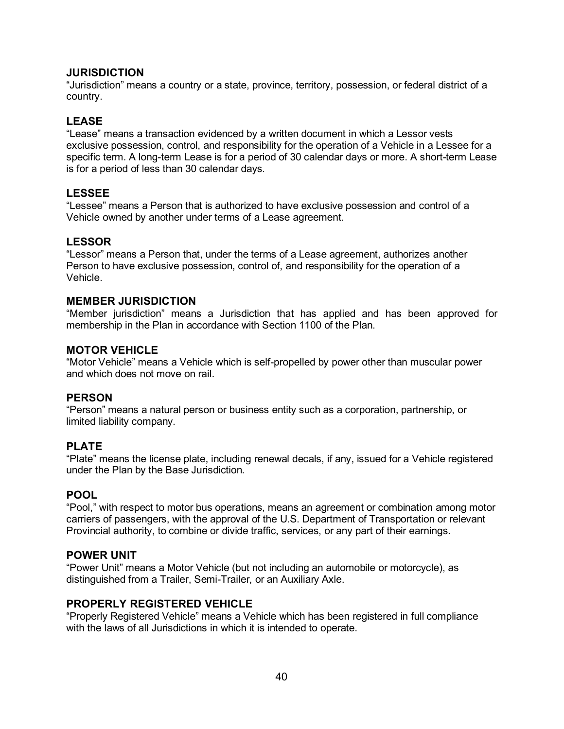### JURISDICTION

"Jurisdiction" means a country or a state, province, territory, possession, or federal district of a country.

### LEASE

"Lease" means a transaction evidenced by a written document in which a Lessor vests exclusive possession, control, and responsibility for the operation of a Vehicle in a Lessee for a specific term. A long-term Lease is for a period of 30 calendar days or more. A short-term Lease is for a period of less than 30 calendar days.

### LESSEE

"Lessee" means a Person that is authorized to have exclusive possession and control of a Vehicle owned by another under terms of a Lease agreement.

### LESSOR

"Lessor" means a Person that, under the terms of a Lease agreement, authorizes another Person to have exclusive possession, control of, and responsibility for the operation of a Vehicle.

### MEMBER JURISDICTION

"Member jurisdiction" means a Jurisdiction that has applied and has been approved for membership in the Plan in accordance with Section 1100 of the Plan.

### MOTOR VEHICLE

"Motor Vehicle" means a Vehicle which is self-propelled by power other than muscular power and which does not move on rail.

### PERSON

"Person" means a natural person or business entity such as a corporation, partnership, or limited liability company.

### PLATE

"Plate" means the license plate, including renewal decals, if any, issued for a Vehicle registered under the Plan by the Base Jurisdiction.

### POOL

"Pool," with respect to motor bus operations, means an agreement or combination among motor carriers of passengers, with the approval of the U.S. Department of Transportation or relevant Provincial authority, to combine or divide traffic, services, or any part of their earnings.

### POWER UNIT

"Power Unit" means a Motor Vehicle (but not including an automobile or motorcycle), as distinguished from a Trailer, Semi-Trailer, or an Auxiliary Axle.

### PROPERLY REGISTERED VEHICLE

"Properly Registered Vehicle" means a Vehicle which has been registered in full compliance with the laws of all Jurisdictions in which it is intended to operate.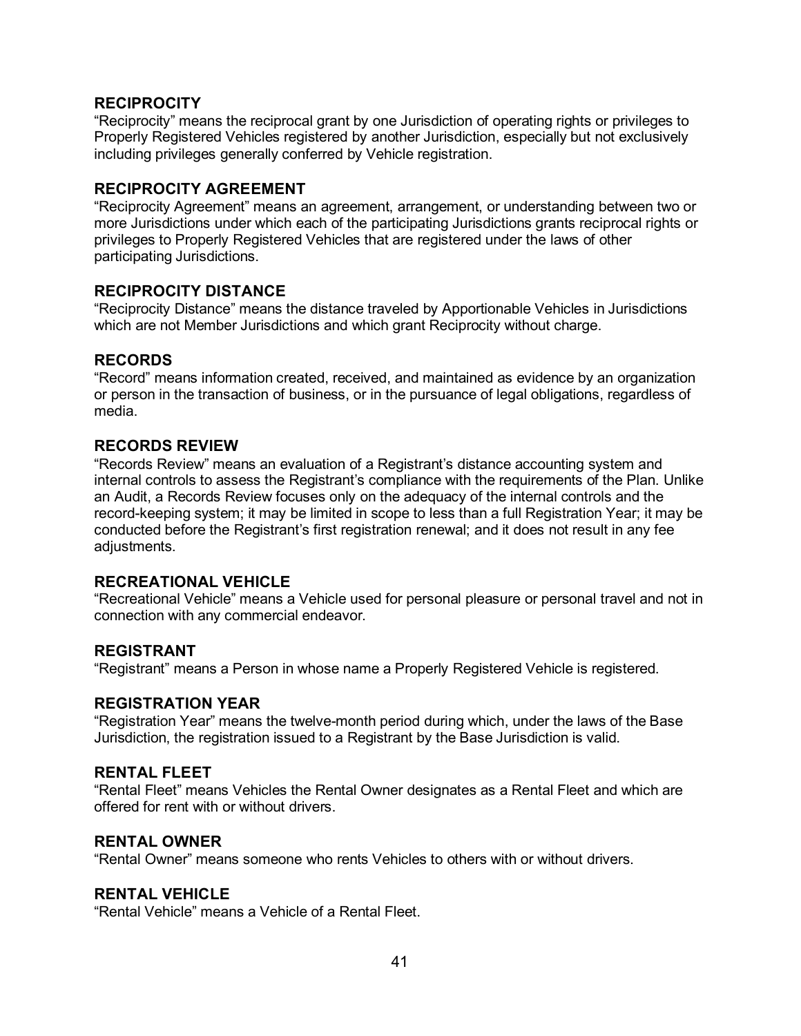### RECIPROCITY

"Reciprocity" means the reciprocal grant by one Jurisdiction of operating rights or privileges to Properly Registered Vehicles registered by another Jurisdiction, especially but not exclusively including privileges generally conferred by Vehicle registration.

### RECIPROCITY AGREEMENT

"Reciprocity Agreement" means an agreement, arrangement, or understanding between two or more Jurisdictions under which each of the participating Jurisdictions grants reciprocal rights or privileges to Properly Registered Vehicles that are registered under the laws of other participating Jurisdictions.

### RECIPROCITY DISTANCE

"Reciprocity Distance" means the distance traveled by Apportionable Vehicles in Jurisdictions which are not Member Jurisdictions and which grant Reciprocity without charge.

### RECORDS

"Record" means information created, received, and maintained as evidence by an organization or person in the transaction of business, or in the pursuance of legal obligations, regardless of media.

### RECORDS REVIEW

"Records Review" means an evaluation of a Registrant's distance accounting system and internal controls to assess the Registrant's compliance with the requirements of the Plan. Unlike an Audit, a Records Review focuses only on the adequacy of the internal controls and the record-keeping system; it may be limited in scope to less than a full Registration Year; it may be conducted before the Registrant's first registration renewal; and it does not result in any fee adjustments.

### RECREATIONAL VEHICLE

"Recreational Vehicle" means a Vehicle used for personal pleasure or personal travel and not in connection with any commercial endeavor.

### REGISTRANT

"Registrant" means a Person in whose name a Properly Registered Vehicle is registered.

### REGISTRATION YEAR

"Registration Year" means the twelve-month period during which, under the laws of the Base Jurisdiction, the registration issued to a Registrant by the Base Jurisdiction is valid.

### RENTAL FLEET

"Rental Fleet" means Vehicles the Rental Owner designates as a Rental Fleet and which are offered for rent with or without drivers.

### RENTAL OWNER

"Rental Owner" means someone who rents Vehicles to others with or without drivers.

### RENTAL VEHICLE

"Rental Vehicle" means a Vehicle of a Rental Fleet.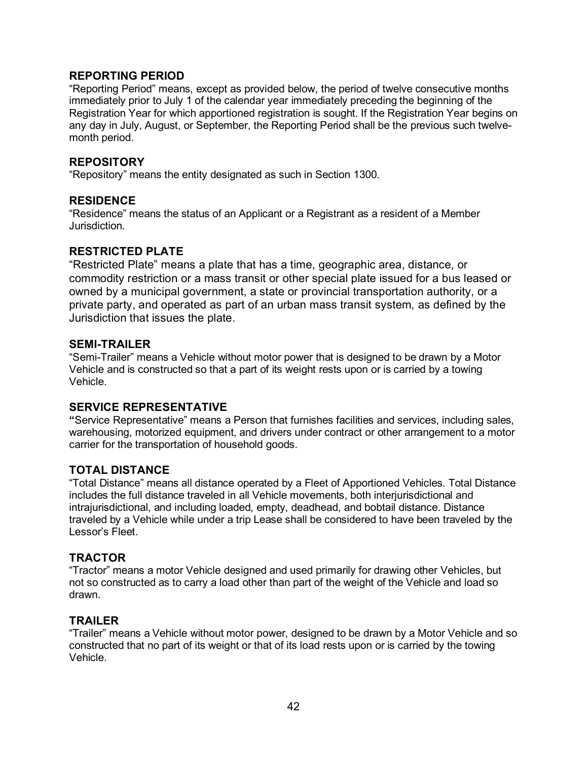### REPORTING PERIOD

"Reporting Period" means, except as provided below, the period of twelve consecutive months immediately prior to July 1 of the calendar year immediately preceding the beginning of the Registration Year for which apportioned registration is sought. If the Registration Year begins on any day in July, August, or September, the Reporting Period shall be the previous such twelve-month period.

### REPOSITORY

"Repository" means the entity designated as such in Section 1300.

### RESIDENCE

"Residence" means the status of an Applicant or a Registrant as a resident of a Member Jurisdiction.

### RESTRICTED PLATE

"Restricted Plate" means a plate that has a time, geographic area, distance, or commodity restriction or a mass transit or other special plate issued for a bus leased or owned by a municipal government, a state or provincial transportation authority, or a private party, and operated as part of an urban mass transit system, as defined by the Jurisdiction that issues the plate.

### SEMI-TRAILER

"Semi-Trailer" means a Vehicle without motor power that is designed to be drawn by a Motor Vehicle and is constructed so that a part of its weight rests upon or is carried by a towing Vehicle.

### SERVICE REPRESENTATIVE

"Service Representative" means a Person that furnishes facilities and services, including sales, warehousing, motorized equipment, and drivers under contract or other arrangement to a motor carrier for the transportation of household goods.

### TOTAL DISTANCE

"Total Distance" means all distance operated by a Fleet of Apportioned Vehicles. Total Distance includes the full distance traveled in all Vehicle movements, both interjurisdictional and intrajurisdictional, and including loaded, empty, deadhead, and bobtail distance. Distance traveled by a Vehicle while under a trip Lease shall be considered to have been traveled by the Lessor's Fleet.

### TRACTOR

"Tractor" means a motor Vehicle designed and used primarily for drawing other Vehicles, but not so constructed as to carry a load other than part of the weight of the Vehicle and load so drawn.

### TRAILER

"Trailer" means a Vehicle without motor power, designed to be drawn by a Motor Vehicle and so constructed that no part of its weight or that of its load rests upon or is carried by the towing Vehicle.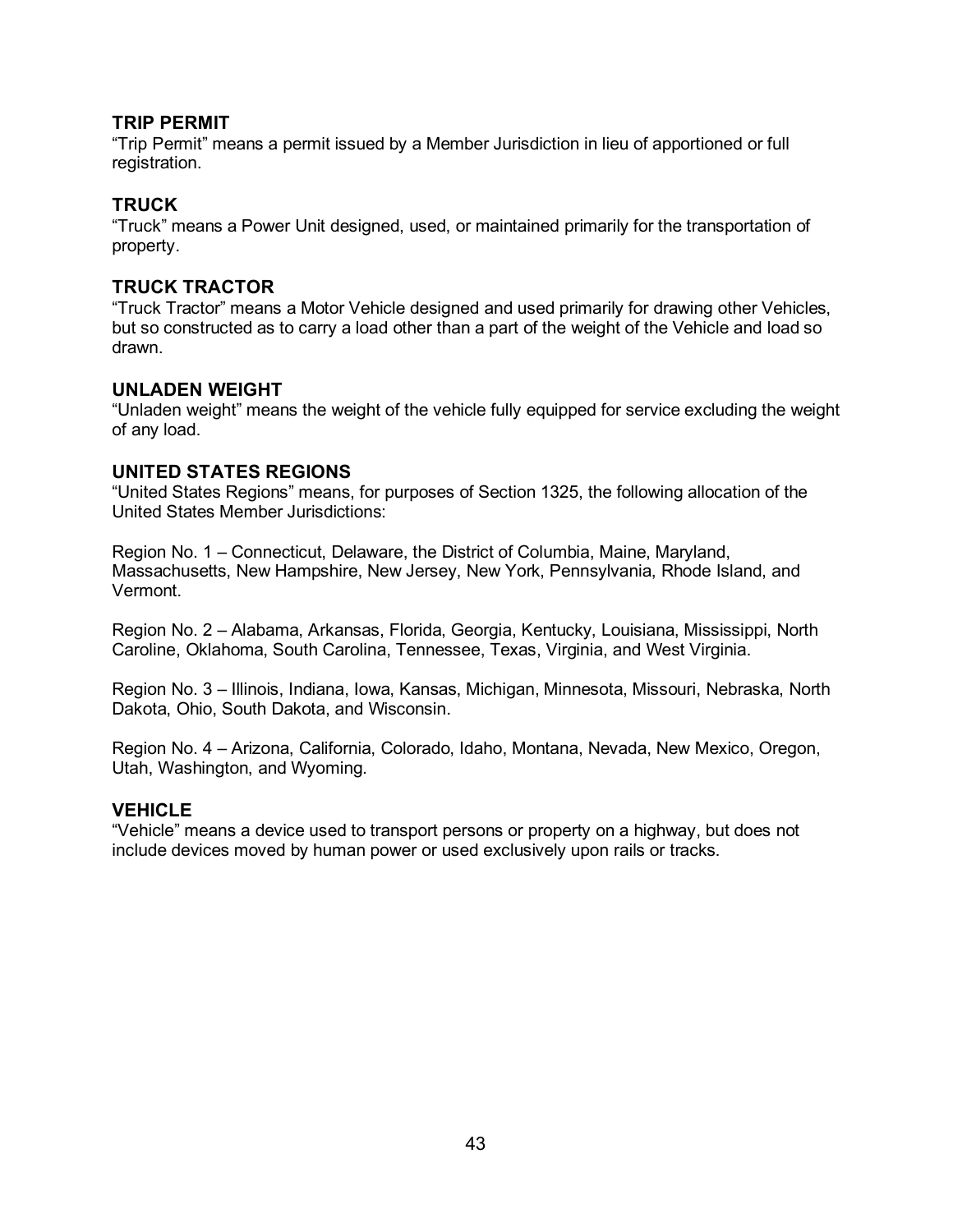### TRIP PERMIT
"Trip Permit" means a permit issued by a Member Jurisdiction in lieu of apportioned or full registration.

### TRUCK
"Truck" means a Power Unit designed, used, or maintained primarily for the transportation of property.

### TRUCK TRACTOR
"Truck Tractor" means a Motor Vehicle designed and used primarily for drawing other Vehicles, but so constructed as to carry a load other than a part of the weight of the Vehicle and load so drawn.

### UNLADEN WEIGHT
"Unladen weight" means the weight of the vehicle fully equipped for service excluding the weight of any load.

### UNITED STATES REGIONS
"United States Regions" means, for purposes of Section 1325, the following allocation of the United States Member Jurisdictions:

Region No. 1 – Connecticut, Delaware, the District of Columbia, Maine, Maryland, Massachusetts, New Hampshire, New Jersey, New York, Pennsylvania, Rhode Island, and Vermont.

Region No. 2 – Alabama, Arkansas, Florida, Georgia, Kentucky, Louisiana, Mississippi, North Caroline, Oklahoma, South Carolina, Tennessee, Texas, Virginia, and West Virginia.

Region No. 3 – Illinois, Indiana, Iowa, Kansas, Michigan, Minnesota, Missouri, Nebraska, North Dakota, Ohio, South Dakota, and Wisconsin.

Region No. 4 – Arizona, California, Colorado, Idaho, Montana, Nevada, New Mexico, Oregon, Utah, Washington, and Wyoming.

### VEHICLE
"Vehicle" means a device used to transport persons or property on a highway, but does not include devices moved by human power or used exclusively upon rails or tracks.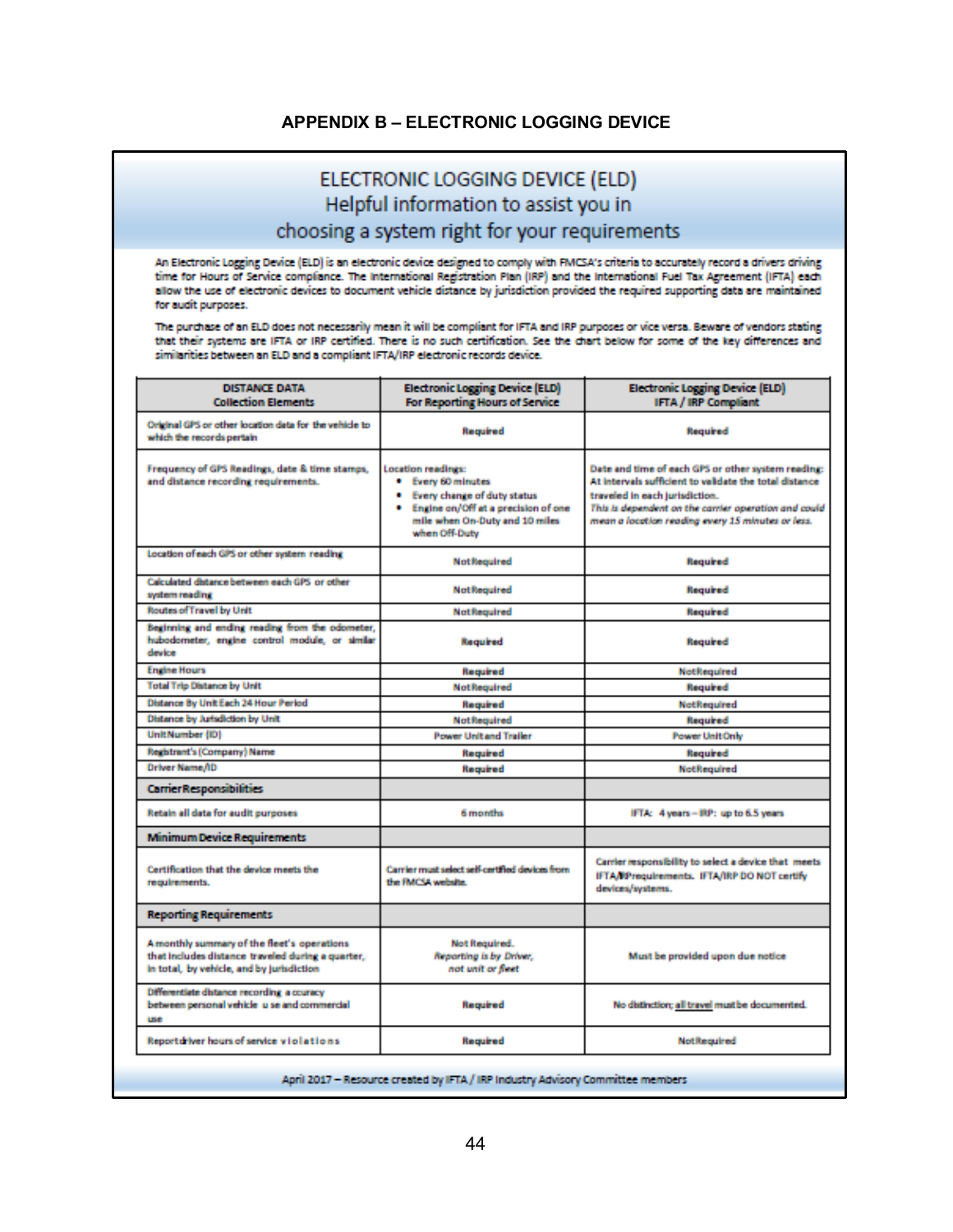## APPENDIX B – ELECTRONIC LOGGING DEVICE

# ELECTRONIC LOGGING DEVICE (ELD)
## Helpful information to assist you in choosing a system right for your requirements

An Electronic Logging Device (ELD) is an electronic device designed to comply with FMCSA's criteria to accurately record a drivers driving time for Hours of Service compliance. The International Registration Plan (IRP) and the International Fuel Tax Agreement (IFTA) each allow the use of electronic devices to document vehicle distance by jurisdiction provided the required supporting data are maintained for audit purposes.

The purchase of an ELD does not necessarily mean it will be compliant for IFTA and IRP purposes or vice versa. Beware of vendors stating that their systems are IFTA or IRP certified. There is no such certification. See the chart below for some of the key differences and similarities between an ELD and a compliant IFTA/IRP electronic records device.

| DISTANCE DATA Collection Elements | Electronic Logging Device (ELD) For Reporting Hours of Service | Electronic Logging Device (ELD) IFTA / IRP Compliant |
|---|---|---|
| Original GPS or other location data for the vehicle to which the records pertain | Required | Required |
| Frequency of GPS Readings, date & time stamps, and distance recording requirements. | Location readings: • Every 60 minutes • Every change of duty status • Engine on/Off at a precision of one mile when On-Duty and 10 miles when Off-Duty | Date and time of each GPS or other system reading: At intervals sufficient to validate the total distance traveled in each jurisdiction. *This is dependent on the carrier operation and could mean a location reading every 15 minutes or less.* |
| Location of each GPS or other system reading | Not Required | Required |
| Calculated distance between each GPS or other system reading | Not Required | Required |
| Routes of Travel by Unit | Not Required | Required |
| Beginning and ending reading from the odometer, hubodometer, engine control module, or similar device | Required | Required |
| Engine Hours | Required | Not Required |
| Total Trip Distance by Unit | Not Required | Required |
| Distance By Unit Each 24 Hour Period | Required | Not Required |
| Distance by Jurisdiction by Unit | Not Required | Required |
| Unit Number (ID) | Power Unit and Trailer | Power Unit Only |
| Registrant's (Company) Name | Required | Required |
| Driver Name/ID | Required | Not Required |
| **Carrier Responsibilities** | | |
| Retain all data for audit purposes | 6 months | IFTA: 4 years – IRP: up to 6.5 years |
| **Minimum Device Requirements** | | |
| Certification that the device meets the requirements. | Carrier must select self-certified devices from the FMCSA website. | Carrier responsibility to select a device that meets IFTA/IRP requirements. IFTA/IRP DO NOT certify devices/systems. |
| **Reporting Requirements** | | |
| A monthly summary of the fleet's operations that includes distance traveled during a quarter, in total, by vehicle, and by jurisdiction | Not Required. *Reporting is by Driver, not unit or fleet* | Must be provided upon due notice |
| Differentiate distance recording accuracy between personal vehicle use and commercial use | Required | No distinction; all travel must be documented. |
| Report driver hours of service violations | Required | Not Required |

April 2017 – Resource created by IFTA / IRP Industry Advisory Committee members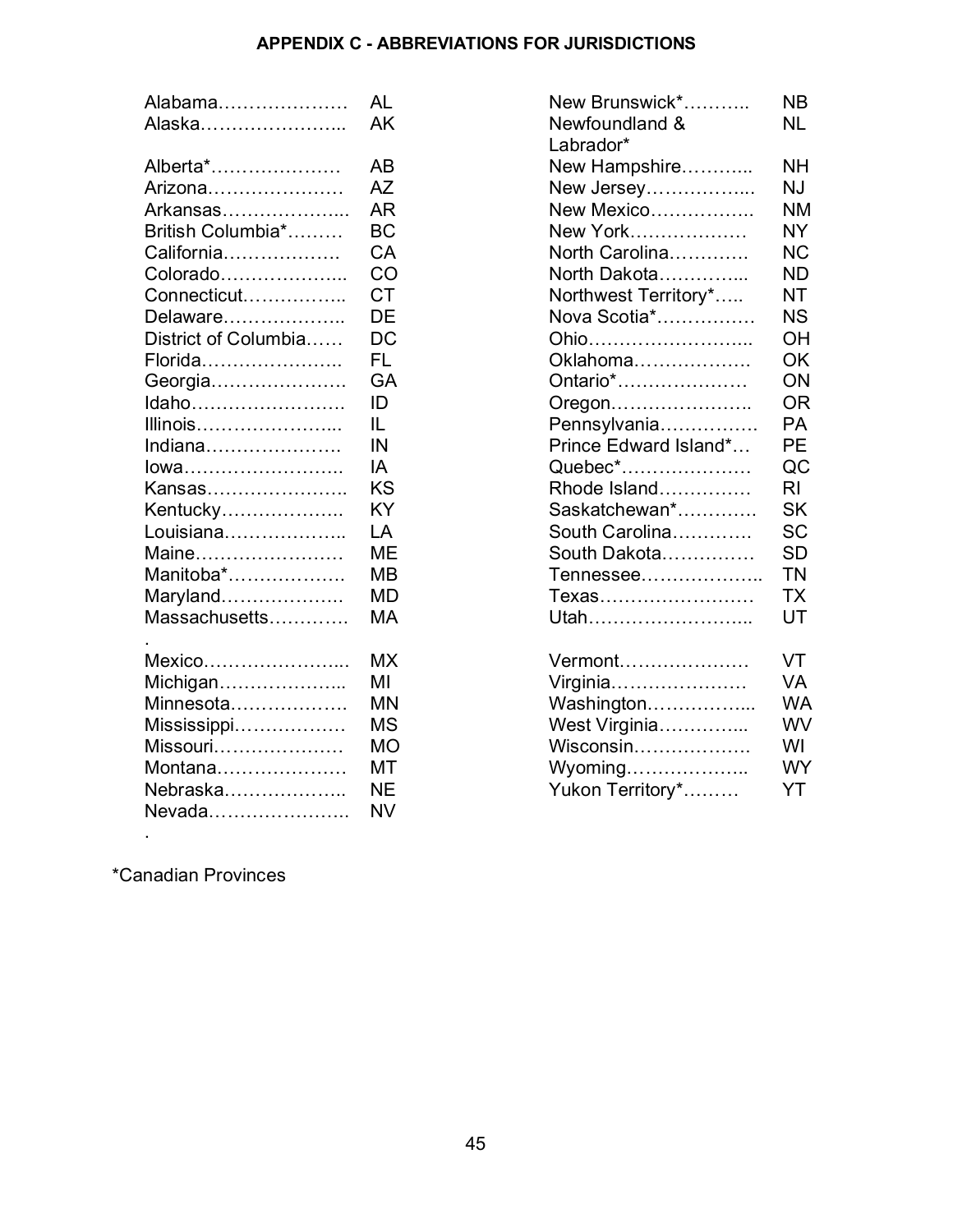## APPENDIX C - ABBREVIATIONS FOR JURISDICTIONS

| Jurisdiction | Abbreviation |
|---|---|
| Alabama | AL |
| Alaska | AK |
| Alberta* | AB |
| Arizona | AZ |
| Arkansas | AR |
| British Columbia* | BC |
| California | CA |
| Colorado | CO |
| Connecticut | CT |
| Delaware | DE |
| District of Columbia | DC |
| Florida | FL |
| Georgia | GA |
| Idaho | ID |
| Illinois | IL |
| Indiana | IN |
| Iowa | IA |
| Kansas | KS |
| Kentucky | KY |
| Louisiana | LA |
| Maine | ME |
| Manitoba* | MB |
| Maryland | MD |
| Massachusetts | MA |
| Mexico | MX |
| Michigan | MI |
| Minnesota | MN |
| Mississippi | MS |
| Missouri | MO |
| Montana | MT |
| Nebraska | NE |
| Nevada | NV |
| New Brunswick* | NB |
| Newfoundland & Labrador* | NL |
| New Hampshire | NH |
| New Jersey | NJ |
| New Mexico | NM |
| New York | NY |
| North Carolina | NC |
| North Dakota | ND |
| Northwest Territory* | NT |
| Nova Scotia* | NS |
| Ohio | OH |
| Oklahoma | OK |
| Ontario* | ON |
| Oregon | OR |
| Pennsylvania | PA |
| Prince Edward Island* | PE |
| Quebec* | QC |
| Rhode Island | RI |
| Saskatchewan* | SK |
| South Carolina | SC |
| South Dakota | SD |
| Tennessee | TN |
| Texas | TX |
| Utah | UT |
| Vermont | VT |
| Virginia | VA |
| Washington | WA |
| West Virginia | WV |
| Wisconsin | WI |
| Wyoming | WY |
| Yukon Territory* | YT |

*Canadian Provinces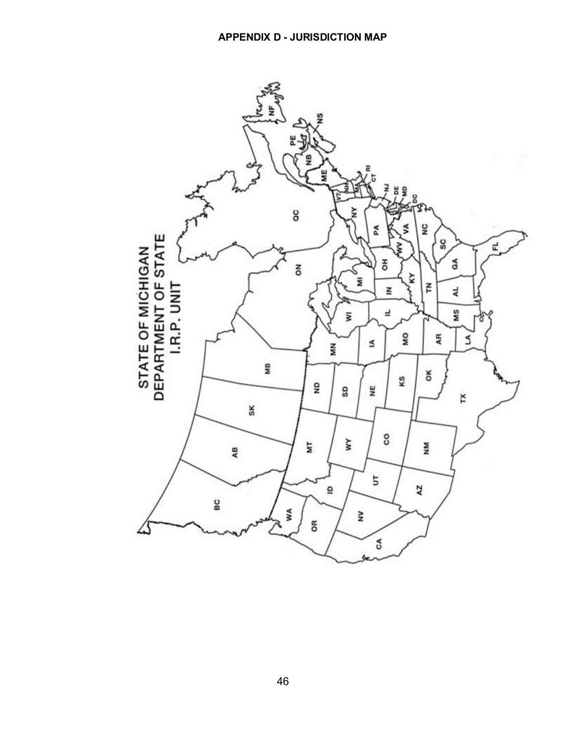## APPENDIX D - JURISDICTION MAP

STATE OF MICHIGAN
DEPARTMENT OF STATE
I.R.P. UNIT

NF
NS
PE
NB
ME
RI
CT
NH
MA
VT
QC
NY
NJ
DE
MD
DC
PA
VA
NC
WV
SC
FL
ON
OH
MI
KY
GA
IN
TN
AL
WI
IL
MS
MN
IA
MO
AR
LA
MB
ND
SD
NE
KS
OK
TX
SK
MT
WY
CO
NM
AB
ID
UT
AZ
BC
WA
OR
NV
CA